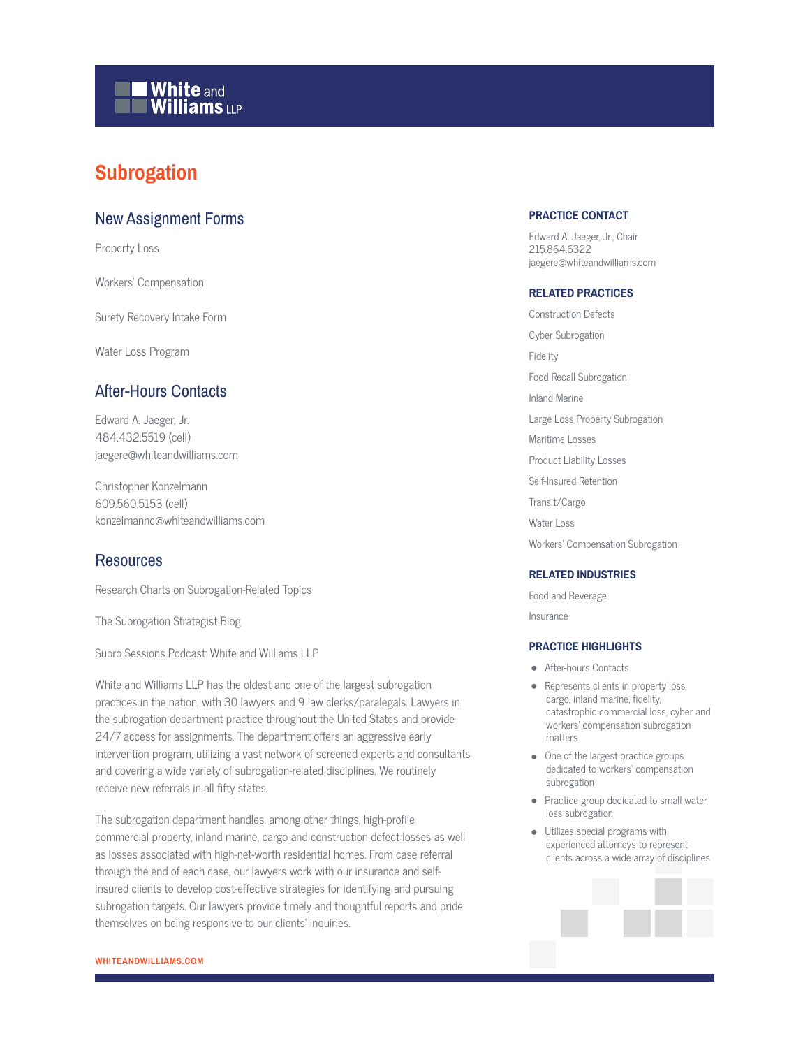# Subrogation

## New Assignment Forms

Property Loss

Workers' Compensation

Surety Recovery Intake Form

Water Loss Program

## After-Hours Contacts

Edward A. Jaeger, Jr.
484.432.5519 (cell)
jaegere@whiteandwilliams.com

Christopher Konzelmann
609.560.5153 (cell)
konzelmannc@whiteandwilliams.com

## Resources

Research Charts on Subrogation-Related Topics

The Subrogation Strategist Blog

Subro Sessions Podcast: White and Williams LLP

White and Williams LLP has the oldest and one of the largest subrogation practices in the nation, with 30 lawyers and 9 law clerks/paralegals. Lawyers in the subrogation department practice throughout the United States and provide 24/7 access for assignments. The department offers an aggressive early intervention program, utilizing a vast network of screened experts and consultants and covering a wide variety of subrogation-related disciplines. We routinely receive new referrals in all fifty states.

The subrogation department handles, among other things, high-profile commercial property, inland marine, cargo and construction defect losses as well as losses associated with high-net-worth residential homes. From case referral through the end of each case, our lawyers work with our insurance and self-insured clients to develop cost-effective strategies for identifying and pursuing subrogation targets. Our lawyers provide timely and thoughtful reports and pride themselves on being responsive to our clients' inquiries.

### PRACTICE CONTACT

Edward A. Jaeger, Jr., Chair
215.864.6322
jaegere@whiteandwilliams.com

### RELATED PRACTICES

Construction Defects

Cyber Subrogation

Fidelity

Food Recall Subrogation

Inland Marine

Large Loss Property Subrogation

Maritime Losses

Product Liability Losses

Self-Insured Retention

Transit/Cargo

Water Loss

Workers' Compensation Subrogation

### RELATED INDUSTRIES

Food and Beverage

Insurance

### PRACTICE HIGHLIGHTS

- After-hours Contacts
- Represents clients in property loss, cargo, inland marine, fidelity, catastrophic commercial loss, cyber and workers' compensation subrogation matters
- One of the largest practice groups dedicated to workers' compensation subrogation
- Practice group dedicated to small water loss subrogation
- Utilizes special programs with experienced attorneys to represent clients across a wide array of disciplines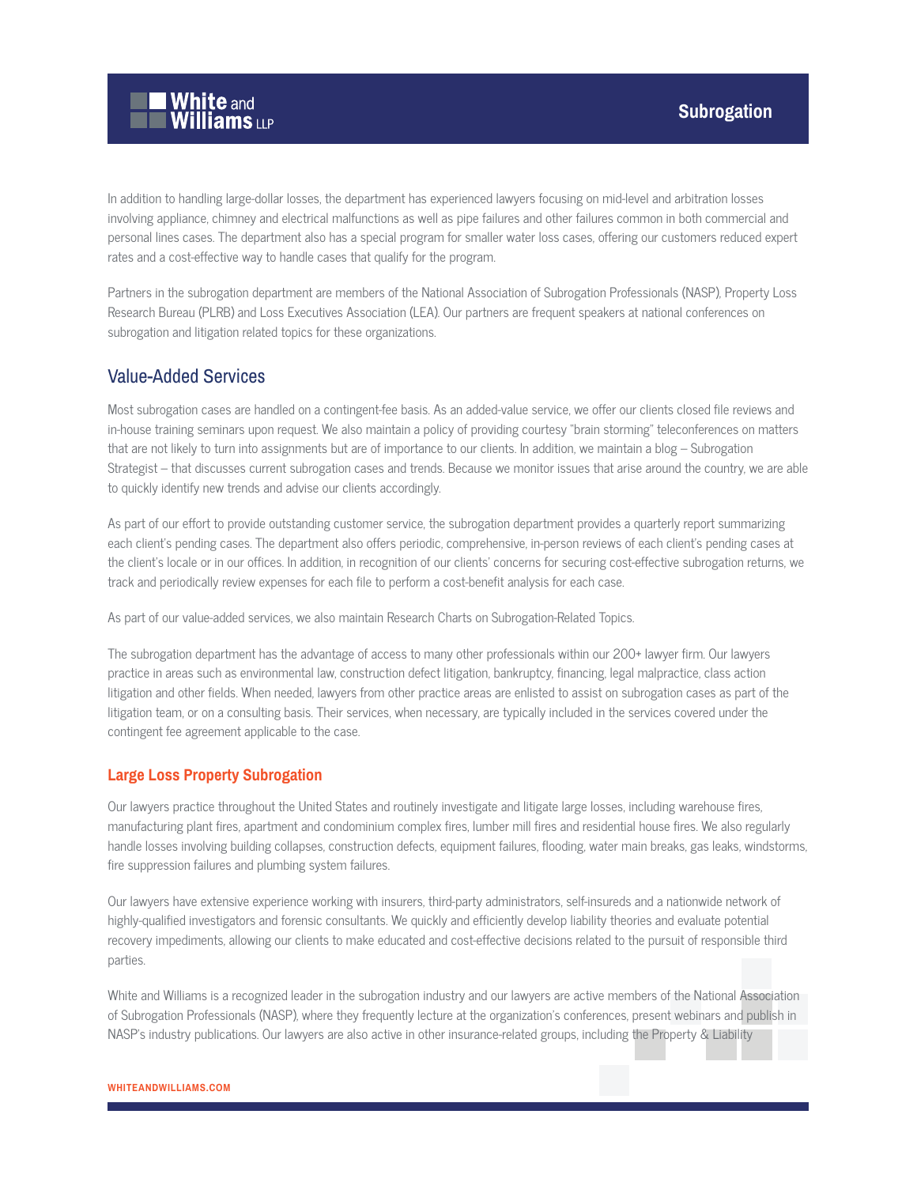In addition to handling large-dollar losses, the department has experienced lawyers focusing on mid-level and arbitration losses involving appliance, chimney and electrical malfunctions as well as pipe failures and other failures common in both commercial and personal lines cases. The department also has a special program for smaller water loss cases, offering our customers reduced expert rates and a cost-effective way to handle cases that qualify for the program.

Partners in the subrogation department are members of the National Association of Subrogation Professionals (NASP), Property Loss Research Bureau (PLRB) and Loss Executives Association (LEA). Our partners are frequent speakers at national conferences on subrogation and litigation related topics for these organizations.

## Value-Added Services

Most subrogation cases are handled on a contingent-fee basis. As an added-value service, we offer our clients closed file reviews and in-house training seminars upon request. We also maintain a policy of providing courtesy "brain storming" teleconferences on matters that are not likely to turn into assignments but are of importance to our clients. In addition, we maintain a blog – Subrogation Strategist – that discusses current subrogation cases and trends. Because we monitor issues that arise around the country, we are able to quickly identify new trends and advise our clients accordingly.

As part of our effort to provide outstanding customer service, the subrogation department provides a quarterly report summarizing each client's pending cases. The department also offers periodic, comprehensive, in-person reviews of each client's pending cases at the client's locale or in our offices. In addition, in recognition of our clients' concerns for securing cost-effective subrogation returns, we track and periodically review expenses for each file to perform a cost-benefit analysis for each case.

As part of our value-added services, we also maintain Research Charts on Subrogation-Related Topics.

The subrogation department has the advantage of access to many other professionals within our 200+ lawyer firm. Our lawyers practice in areas such as environmental law, construction defect litigation, bankruptcy, financing, legal malpractice, class action litigation and other fields. When needed, lawyers from other practice areas are enlisted to assist on subrogation cases as part of the litigation team, or on a consulting basis. Their services, when necessary, are typically included in the services covered under the contingent fee agreement applicable to the case.

### Large Loss Property Subrogation

Our lawyers practice throughout the United States and routinely investigate and litigate large losses, including warehouse fires, manufacturing plant fires, apartment and condominium complex fires, lumber mill fires and residential house fires. We also regularly handle losses involving building collapses, construction defects, equipment failures, flooding, water main breaks, gas leaks, windstorms, fire suppression failures and plumbing system failures.

Our lawyers have extensive experience working with insurers, third-party administrators, self-insureds and a nationwide network of highly-qualified investigators and forensic consultants. We quickly and efficiently develop liability theories and evaluate potential recovery impediments, allowing our clients to make educated and cost-effective decisions related to the pursuit of responsible third parties.

White and Williams is a recognized leader in the subrogation industry and our lawyers are active members of the National Association of Subrogation Professionals (NASP), where they frequently lecture at the organization's conferences, present webinars and publish in NASP's industry publications. Our lawyers are also active in other insurance-related groups, including the Property & Liability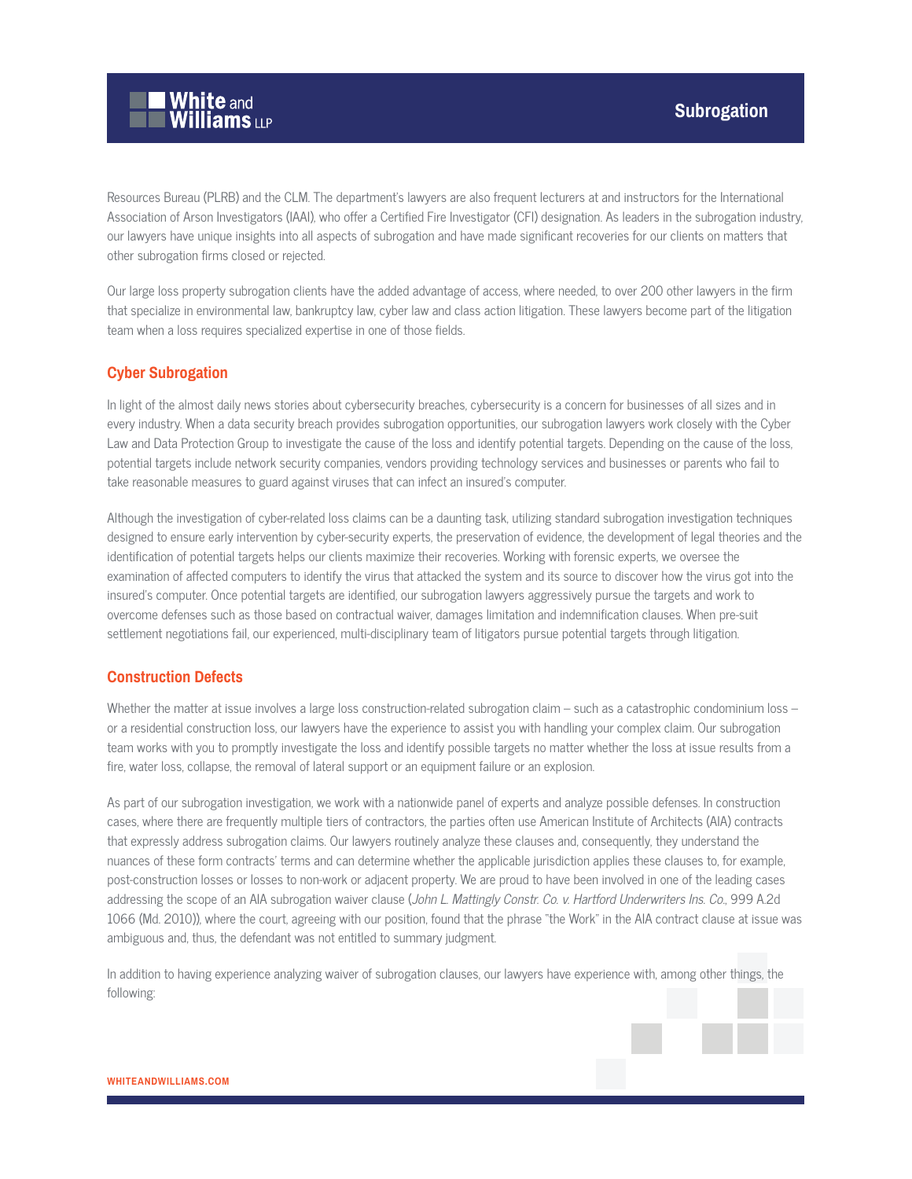Resources Bureau (PLRB) and the CLM. The department's lawyers are also frequent lecturers at and instructors for the International Association of Arson Investigators (IAAI), who offer a Certified Fire Investigator (CFI) designation. As leaders in the subrogation industry, our lawyers have unique insights into all aspects of subrogation and have made significant recoveries for our clients on matters that other subrogation firms closed or rejected.

Our large loss property subrogation clients have the added advantage of access, where needed, to over 200 other lawyers in the firm that specialize in environmental law, bankruptcy law, cyber law and class action litigation. These lawyers become part of the litigation team when a loss requires specialized expertise in one of those fields.

## Cyber Subrogation

In light of the almost daily news stories about cybersecurity breaches, cybersecurity is a concern for businesses of all sizes and in every industry. When a data security breach provides subrogation opportunities, our subrogation lawyers work closely with the Cyber Law and Data Protection Group to investigate the cause of the loss and identify potential targets. Depending on the cause of the loss, potential targets include network security companies, vendors providing technology services and businesses or parents who fail to take reasonable measures to guard against viruses that can infect an insured's computer.

Although the investigation of cyber-related loss claims can be a daunting task, utilizing standard subrogation investigation techniques designed to ensure early intervention by cyber-security experts, the preservation of evidence, the development of legal theories and the identification of potential targets helps our clients maximize their recoveries. Working with forensic experts, we oversee the examination of affected computers to identify the virus that attacked the system and its source to discover how the virus got into the insured's computer. Once potential targets are identified, our subrogation lawyers aggressively pursue the targets and work to overcome defenses such as those based on contractual waiver, damages limitation and indemnification clauses. When pre-suit settlement negotiations fail, our experienced, multi-disciplinary team of litigators pursue potential targets through litigation.

## Construction Defects

Whether the matter at issue involves a large loss construction-related subrogation claim – such as a catastrophic condominium loss – or a residential construction loss, our lawyers have the experience to assist you with handling your complex claim. Our subrogation team works with you to promptly investigate the loss and identify possible targets no matter whether the loss at issue results from a fire, water loss, collapse, the removal of lateral support or an equipment failure or an explosion.

As part of our subrogation investigation, we work with a nationwide panel of experts and analyze possible defenses. In construction cases, where there are frequently multiple tiers of contractors, the parties often use American Institute of Architects (AIA) contracts that expressly address subrogation claims. Our lawyers routinely analyze these clauses and, consequently, they understand the nuances of these form contracts' terms and can determine whether the applicable jurisdiction applies these clauses to, for example, post-construction losses or losses to non-work or adjacent property. We are proud to have been involved in one of the leading cases addressing the scope of an AIA subrogation waiver clause (*John L. Mattingly Constr. Co. v. Hartford Underwriters Ins. Co.*, 999 A.2d 1066 (Md. 2010)), where the court, agreeing with our position, found that the phrase "the Work" in the AIA contract clause at issue was ambiguous and, thus, the defendant was not entitled to summary judgment.

In addition to having experience analyzing waiver of subrogation clauses, our lawyers have experience with, among other things, the following: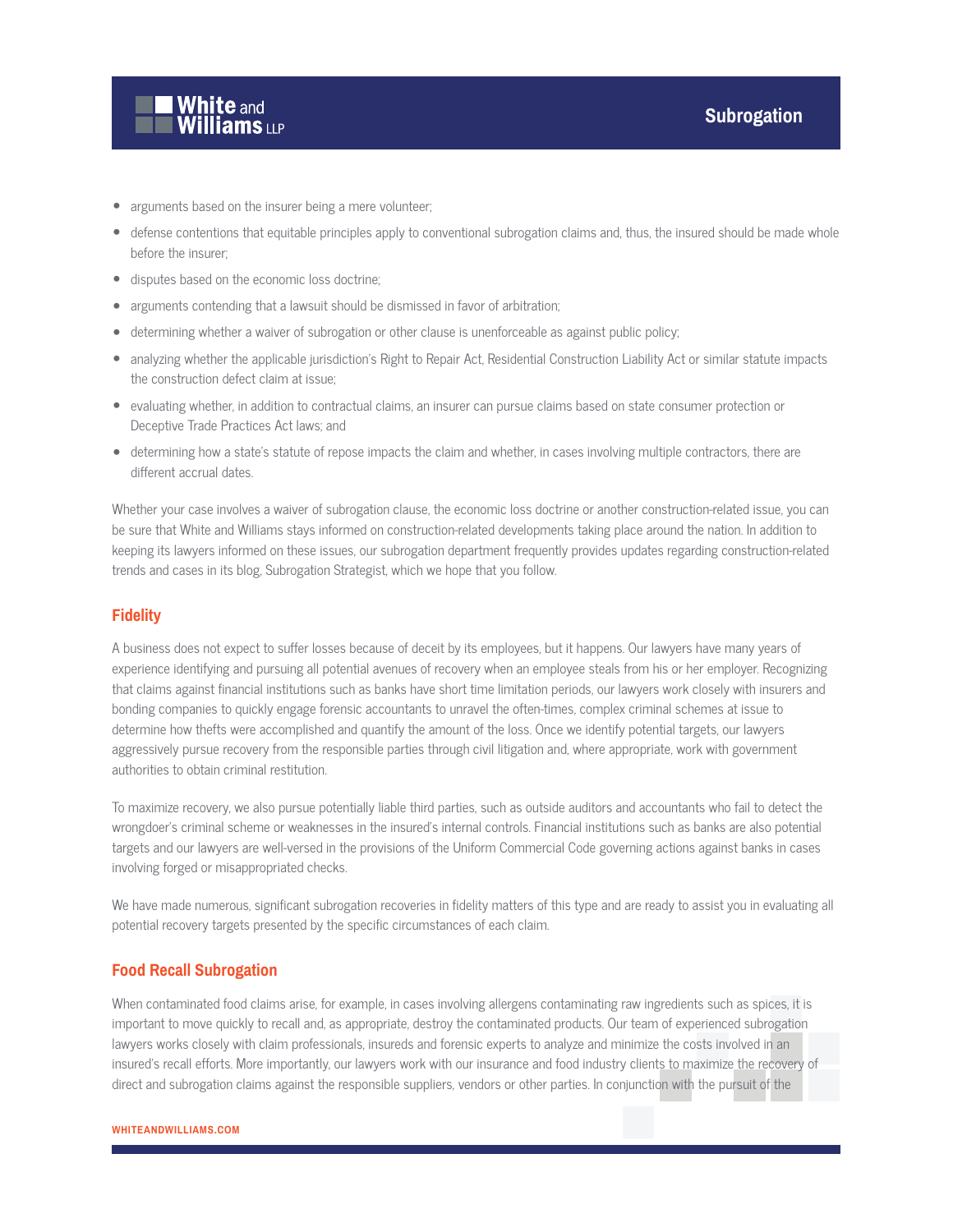- arguments based on the insurer being a mere volunteer;
- defense contentions that equitable principles apply to conventional subrogation claims and, thus, the insured should be made whole before the insurer;
- disputes based on the economic loss doctrine;
- arguments contending that a lawsuit should be dismissed in favor of arbitration;
- determining whether a waiver of subrogation or other clause is unenforceable as against public policy;
- analyzing whether the applicable jurisdiction's Right to Repair Act, Residential Construction Liability Act or similar statute impacts the construction defect claim at issue;
- evaluating whether, in addition to contractual claims, an insurer can pursue claims based on state consumer protection or Deceptive Trade Practices Act laws; and
- determining how a state's statute of repose impacts the claim and whether, in cases involving multiple contractors, there are different accrual dates.

Whether your case involves a waiver of subrogation clause, the economic loss doctrine or another construction-related issue, you can be sure that White and Williams stays informed on construction-related developments taking place around the nation. In addition to keeping its lawyers informed on these issues, our subrogation department frequently provides updates regarding construction-related trends and cases in its blog, Subrogation Strategist, which we hope that you follow.

## Fidelity

A business does not expect to suffer losses because of deceit by its employees, but it happens. Our lawyers have many years of experience identifying and pursuing all potential avenues of recovery when an employee steals from his or her employer. Recognizing that claims against financial institutions such as banks have short time limitation periods, our lawyers work closely with insurers and bonding companies to quickly engage forensic accountants to unravel the often-times, complex criminal schemes at issue to determine how thefts were accomplished and quantify the amount of the loss. Once we identify potential targets, our lawyers aggressively pursue recovery from the responsible parties through civil litigation and, where appropriate, work with government authorities to obtain criminal restitution.

To maximize recovery, we also pursue potentially liable third parties, such as outside auditors and accountants who fail to detect the wrongdoer's criminal scheme or weaknesses in the insured's internal controls. Financial institutions such as banks are also potential targets and our lawyers are well-versed in the provisions of the Uniform Commercial Code governing actions against banks in cases involving forged or misappropriated checks.

We have made numerous, significant subrogation recoveries in fidelity matters of this type and are ready to assist you in evaluating all potential recovery targets presented by the specific circumstances of each claim.

## Food Recall Subrogation

When contaminated food claims arise, for example, in cases involving allergens contaminating raw ingredients such as spices, it is important to move quickly to recall and, as appropriate, destroy the contaminated products. Our team of experienced subrogation lawyers works closely with claim professionals, insureds and forensic experts to analyze and minimize the costs involved in an insured's recall efforts. More importantly, our lawyers work with our insurance and food industry clients to maximize the recovery of direct and subrogation claims against the responsible suppliers, vendors or other parties. In conjunction with the pursuit of the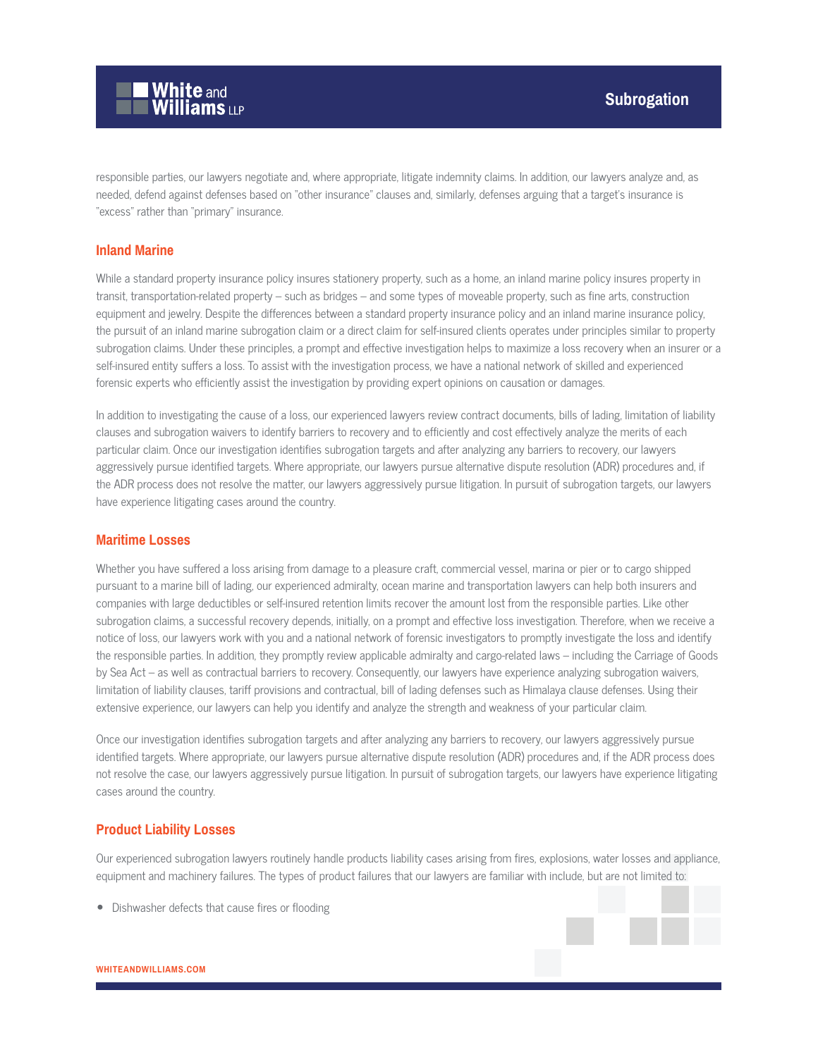responsible parties, our lawyers negotiate and, where appropriate, litigate indemnity claims. In addition, our lawyers analyze and, as needed, defend against defenses based on "other insurance" clauses and, similarly, defenses arguing that a target's insurance is "excess" rather than "primary" insurance.

## Inland Marine

While a standard property insurance policy insures stationery property, such as a home, an inland marine policy insures property in transit, transportation-related property – such as bridges – and some types of moveable property, such as fine arts, construction equipment and jewelry. Despite the differences between a standard property insurance policy and an inland marine insurance policy, the pursuit of an inland marine subrogation claim or a direct claim for self-insured clients operates under principles similar to property subrogation claims. Under these principles, a prompt and effective investigation helps to maximize a loss recovery when an insurer or a self-insured entity suffers a loss. To assist with the investigation process, we have a national network of skilled and experienced forensic experts who efficiently assist the investigation by providing expert opinions on causation or damages.

In addition to investigating the cause of a loss, our experienced lawyers review contract documents, bills of lading, limitation of liability clauses and subrogation waivers to identify barriers to recovery and to efficiently and cost effectively analyze the merits of each particular claim. Once our investigation identifies subrogation targets and after analyzing any barriers to recovery, our lawyers aggressively pursue identified targets. Where appropriate, our lawyers pursue alternative dispute resolution (ADR) procedures and, if the ADR process does not resolve the matter, our lawyers aggressively pursue litigation. In pursuit of subrogation targets, our lawyers have experience litigating cases around the country.

## Maritime Losses

Whether you have suffered a loss arising from damage to a pleasure craft, commercial vessel, marina or pier or to cargo shipped pursuant to a marine bill of lading, our experienced admiralty, ocean marine and transportation lawyers can help both insurers and companies with large deductibles or self-insured retention limits recover the amount lost from the responsible parties. Like other subrogation claims, a successful recovery depends, initially, on a prompt and effective loss investigation. Therefore, when we receive a notice of loss, our lawyers work with you and a national network of forensic investigators to promptly investigate the loss and identify the responsible parties. In addition, they promptly review applicable admiralty and cargo-related laws – including the Carriage of Goods by Sea Act – as well as contractual barriers to recovery. Consequently, our lawyers have experience analyzing subrogation waivers, limitation of liability clauses, tariff provisions and contractual, bill of lading defenses such as Himalaya clause defenses. Using their extensive experience, our lawyers can help you identify and analyze the strength and weakness of your particular claim.

Once our investigation identifies subrogation targets and after analyzing any barriers to recovery, our lawyers aggressively pursue identified targets. Where appropriate, our lawyers pursue alternative dispute resolution (ADR) procedures and, if the ADR process does not resolve the case, our lawyers aggressively pursue litigation. In pursuit of subrogation targets, our lawyers have experience litigating cases around the country.

## Product Liability Losses

Our experienced subrogation lawyers routinely handle products liability cases arising from fires, explosions, water losses and appliance, equipment and machinery failures. The types of product failures that our lawyers are familiar with include, but are not limited to:

- Dishwasher defects that cause fires or flooding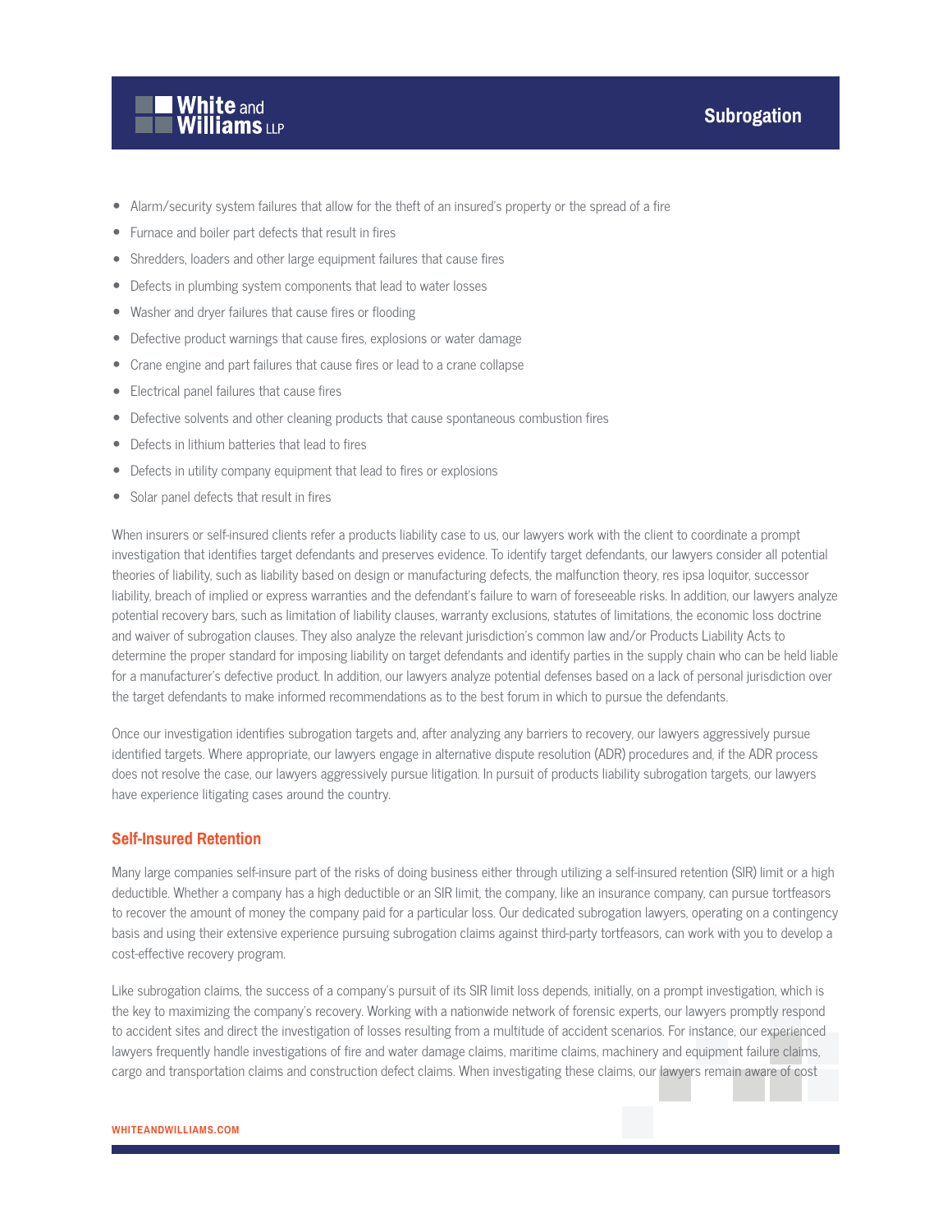- Alarm/security system failures that allow for the theft of an insured's property or the spread of a fire
- Furnace and boiler part defects that result in fires
- Shredders, loaders and other large equipment failures that cause fires
- Defects in plumbing system components that lead to water losses
- Washer and dryer failures that cause fires or flooding
- Defective product warnings that cause fires, explosions or water damage
- Crane engine and part failures that cause fires or lead to a crane collapse
- Electrical panel failures that cause fires
- Defective solvents and other cleaning products that cause spontaneous combustion fires
- Defects in lithium batteries that lead to fires
- Defects in utility company equipment that lead to fires or explosions
- Solar panel defects that result in fires

When insurers or self-insured clients refer a products liability case to us, our lawyers work with the client to coordinate a prompt investigation that identifies target defendants and preserves evidence. To identify target defendants, our lawyers consider all potential theories of liability, such as liability based on design or manufacturing defects, the malfunction theory, res ipsa loquitor, successor liability, breach of implied or express warranties and the defendant's failure to warn of foreseeable risks. In addition, our lawyers analyze potential recovery bars, such as limitation of liability clauses, warranty exclusions, statutes of limitations, the economic loss doctrine and waiver of subrogation clauses. They also analyze the relevant jurisdiction's common law and/or Products Liability Acts to determine the proper standard for imposing liability on target defendants and identify parties in the supply chain who can be held liable for a manufacturer's defective product. In addition, our lawyers analyze potential defenses based on a lack of personal jurisdiction over the target defendants to make informed recommendations as to the best forum in which to pursue the defendants.

Once our investigation identifies subrogation targets and, after analyzing any barriers to recovery, our lawyers aggressively pursue identified targets. Where appropriate, our lawyers engage in alternative dispute resolution (ADR) procedures and, if the ADR process does not resolve the case, our lawyers aggressively pursue litigation. In pursuit of products liability subrogation targets, our lawyers have experience litigating cases around the country.

## Self-Insured Retention

Many large companies self-insure part of the risks of doing business either through utilizing a self-insured retention (SIR) limit or a high deductible. Whether a company has a high deductible or an SIR limit, the company, like an insurance company, can pursue tortfeasors to recover the amount of money the company paid for a particular loss. Our dedicated subrogation lawyers, operating on a contingency basis and using their extensive experience pursuing subrogation claims against third-party tortfeasors, can work with you to develop a cost-effective recovery program.

Like subrogation claims, the success of a company's pursuit of its SIR limit loss depends, initially, on a prompt investigation, which is the key to maximizing the company's recovery. Working with a nationwide network of forensic experts, our lawyers promptly respond to accident sites and direct the investigation of losses resulting from a multitude of accident scenarios. For instance, our experienced lawyers frequently handle investigations of fire and water damage claims, maritime claims, machinery and equipment failure claims, cargo and transportation claims and construction defect claims. When investigating these claims, our lawyers remain aware of cost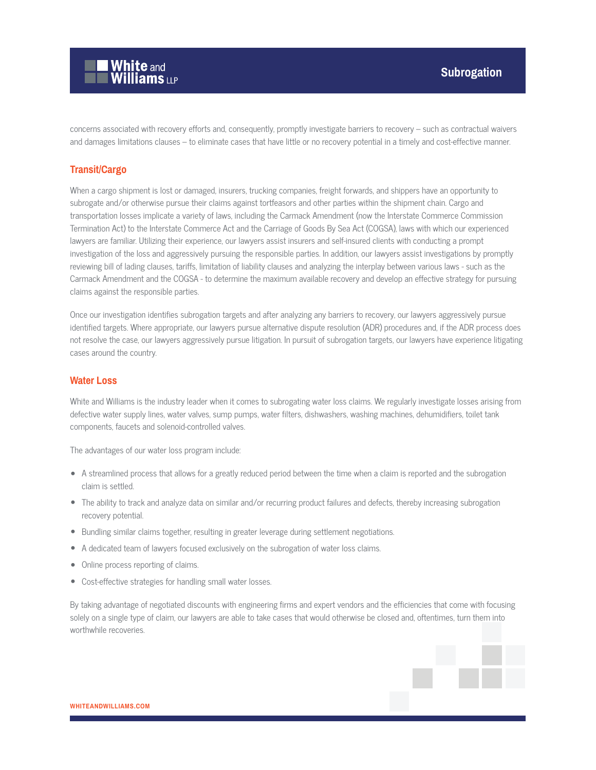concerns associated with recovery efforts and, consequently, promptly investigate barriers to recovery – such as contractual waivers and damages limitations clauses – to eliminate cases that have little or no recovery potential in a timely and cost-effective manner.

## Transit/Cargo

When a cargo shipment is lost or damaged, insurers, trucking companies, freight forwards, and shippers have an opportunity to subrogate and/or otherwise pursue their claims against tortfeasors and other parties within the shipment chain. Cargo and transportation losses implicate a variety of laws, including the Carmack Amendment (now the Interstate Commerce Commission Termination Act) to the Interstate Commerce Act and the Carriage of Goods By Sea Act (COGSA), laws with which our experienced lawyers are familiar. Utilizing their experience, our lawyers assist insurers and self-insured clients with conducting a prompt investigation of the loss and aggressively pursuing the responsible parties. In addition, our lawyers assist investigations by promptly reviewing bill of lading clauses, tariffs, limitation of liability clauses and analyzing the interplay between various laws - such as the Carmack Amendment and the COGSA - to determine the maximum available recovery and develop an effective strategy for pursuing claims against the responsible parties.

Once our investigation identifies subrogation targets and after analyzing any barriers to recovery, our lawyers aggressively pursue identified targets. Where appropriate, our lawyers pursue alternative dispute resolution (ADR) procedures and, if the ADR process does not resolve the case, our lawyers aggressively pursue litigation. In pursuit of subrogation targets, our lawyers have experience litigating cases around the country.

## Water Loss

White and Williams is the industry leader when it comes to subrogating water loss claims. We regularly investigate losses arising from defective water supply lines, water valves, sump pumps, water filters, dishwashers, washing machines, dehumidifiers, toilet tank components, faucets and solenoid-controlled valves.

The advantages of our water loss program include:

- A streamlined process that allows for a greatly reduced period between the time when a claim is reported and the subrogation claim is settled.
- The ability to track and analyze data on similar and/or recurring product failures and defects, thereby increasing subrogation recovery potential.
- Bundling similar claims together, resulting in greater leverage during settlement negotiations.
- A dedicated team of lawyers focused exclusively on the subrogation of water loss claims.
- Online process reporting of claims.
- Cost-effective strategies for handling small water losses.

By taking advantage of negotiated discounts with engineering firms and expert vendors and the efficiencies that come with focusing solely on a single type of claim, our lawyers are able to take cases that would otherwise be closed and, oftentimes, turn them into worthwhile recoveries.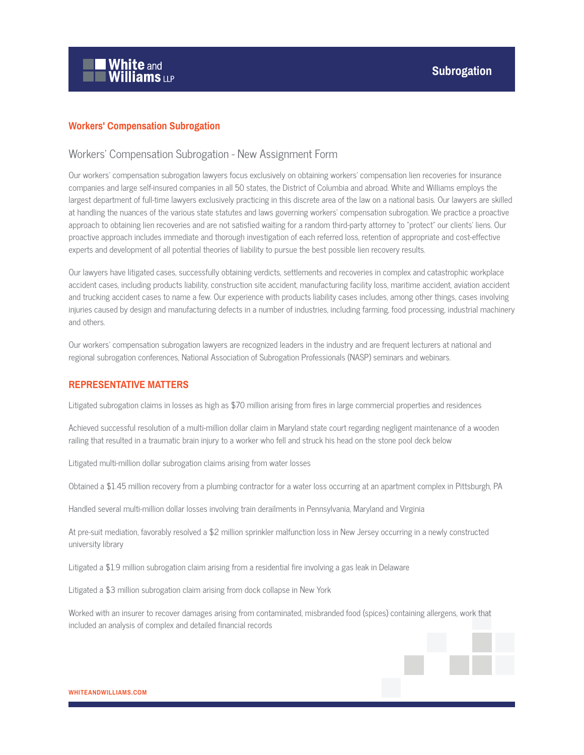## Workers' Compensation Subrogation

### Workers' Compensation Subrogation - New Assignment Form

Our workers' compensation subrogation lawyers focus exclusively on obtaining workers' compensation lien recoveries for insurance companies and large self-insured companies in all 50 states, the District of Columbia and abroad. White and Williams employs the largest department of full-time lawyers exclusively practicing in this discrete area of the law on a national basis. Our lawyers are skilled at handling the nuances of the various state statutes and laws governing workers' compensation subrogation. We practice a proactive approach to obtaining lien recoveries and are not satisfied waiting for a random third-party attorney to "protect" our clients' liens. Our proactive approach includes immediate and thorough investigation of each referred loss, retention of appropriate and cost-effective experts and development of all potential theories of liability to pursue the best possible lien recovery results.

Our lawyers have litigated cases, successfully obtaining verdicts, settlements and recoveries in complex and catastrophic workplace accident cases, including products liability, construction site accident, manufacturing facility loss, maritime accident, aviation accident and trucking accident cases to name a few. Our experience with products liability cases includes, among other things, cases involving injuries caused by design and manufacturing defects in a number of industries, including farming, food processing, industrial machinery and others.

Our workers' compensation subrogation lawyers are recognized leaders in the industry and are frequent lecturers at national and regional subrogation conferences, National Association of Subrogation Professionals (NASP) seminars and webinars.

## REPRESENTATIVE MATTERS

Litigated subrogation claims in losses as high as $70 million arising from fires in large commercial properties and residences

Achieved successful resolution of a multi-million dollar claim in Maryland state court regarding negligent maintenance of a wooden railing that resulted in a traumatic brain injury to a worker who fell and struck his head on the stone pool deck below

Litigated multi-million dollar subrogation claims arising from water losses

Obtained a $1.45 million recovery from a plumbing contractor for a water loss occurring at an apartment complex in Pittsburgh, PA

Handled several multi-million dollar losses involving train derailments in Pennsylvania, Maryland and Virginia

At pre-suit mediation, favorably resolved a $2 million sprinkler malfunction loss in New Jersey occurring in a newly constructed university library

Litigated a $1.9 million subrogation claim arising from a residential fire involving a gas leak in Delaware

Litigated a $3 million subrogation claim arising from dock collapse in New York

Worked with an insurer to recover damages arising from contaminated, misbranded food (spices) containing allergens, work that included an analysis of complex and detailed financial records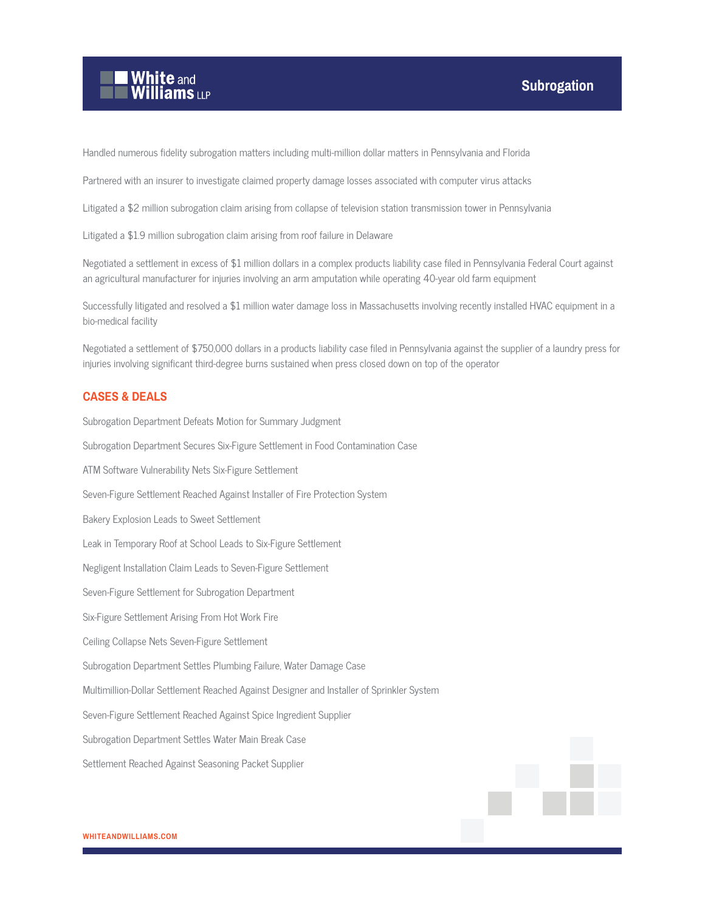Handled numerous fidelity subrogation matters including multi-million dollar matters in Pennsylvania and Florida

Partnered with an insurer to investigate claimed property damage losses associated with computer virus attacks

Litigated a $2 million subrogation claim arising from collapse of television station transmission tower in Pennsylvania

Litigated a $1.9 million subrogation claim arising from roof failure in Delaware

Negotiated a settlement in excess of $1 million dollars in a complex products liability case filed in Pennsylvania Federal Court against an agricultural manufacturer for injuries involving an arm amputation while operating 40-year old farm equipment

Successfully litigated and resolved a $1 million water damage loss in Massachusetts involving recently installed HVAC equipment in a bio-medical facility

Negotiated a settlement of $750,000 dollars in a products liability case filed in Pennsylvania against the supplier of a laundry press for injuries involving significant third-degree burns sustained when press closed down on top of the operator

## CASES & DEALS

Subrogation Department Defeats Motion for Summary Judgment

Subrogation Department Secures Six-Figure Settlement in Food Contamination Case

ATM Software Vulnerability Nets Six-Figure Settlement

Seven-Figure Settlement Reached Against Installer of Fire Protection System

Bakery Explosion Leads to Sweet Settlement

Leak in Temporary Roof at School Leads to Six-Figure Settlement

Negligent Installation Claim Leads to Seven-Figure Settlement

Seven-Figure Settlement for Subrogation Department

Six-Figure Settlement Arising From Hot Work Fire

Ceiling Collapse Nets Seven-Figure Settlement

Subrogation Department Settles Plumbing Failure, Water Damage Case

Multimillion-Dollar Settlement Reached Against Designer and Installer of Sprinkler System

Seven-Figure Settlement Reached Against Spice Ingredient Supplier

Subrogation Department Settles Water Main Break Case

Settlement Reached Against Seasoning Packet Supplier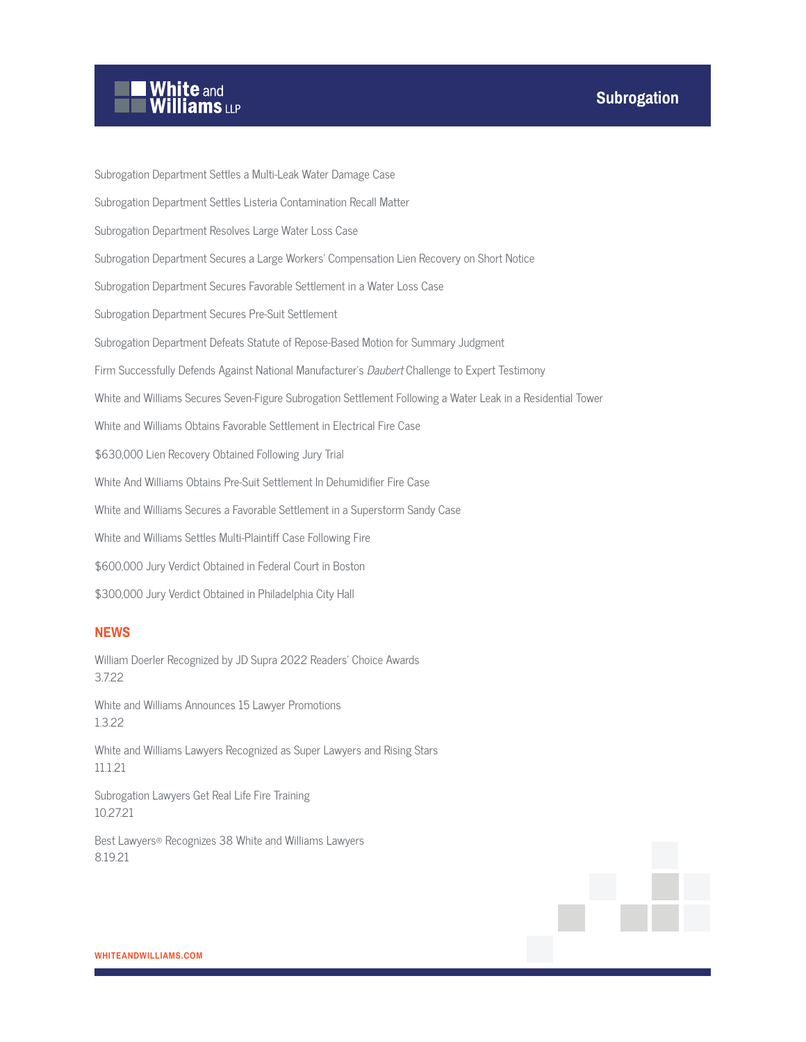Subrogation Department Settles a Multi-Leak Water Damage Case

Subrogation Department Settles Listeria Contamination Recall Matter

Subrogation Department Resolves Large Water Loss Case

Subrogation Department Secures a Large Workers' Compensation Lien Recovery on Short Notice

Subrogation Department Secures Favorable Settlement in a Water Loss Case

Subrogation Department Secures Pre-Suit Settlement

Subrogation Department Defeats Statute of Repose-Based Motion for Summary Judgment

Firm Successfully Defends Against National Manufacturer's *Daubert* Challenge to Expert Testimony

White and Williams Secures Seven-Figure Subrogation Settlement Following a Water Leak in a Residential Tower

White and Williams Obtains Favorable Settlement in Electrical Fire Case

$630,000 Lien Recovery Obtained Following Jury Trial

White And Williams Obtains Pre-Suit Settlement In Dehumidifier Fire Case

White and Williams Secures a Favorable Settlement in a Superstorm Sandy Case

White and Williams Settles Multi-Plaintiff Case Following Fire

$600,000 Jury Verdict Obtained in Federal Court in Boston

$300,000 Jury Verdict Obtained in Philadelphia City Hall

## NEWS

William Doerler Recognized by JD Supra 2022 Readers' Choice Awards
3.7.22

White and Williams Announces 15 Lawyer Promotions
1.3.22

White and Williams Lawyers Recognized as Super Lawyers and Rising Stars
11.1.21

Subrogation Lawyers Get Real Life Fire Training
10.27.21

Best Lawyers® Recognizes 38 White and Williams Lawyers
8.19.21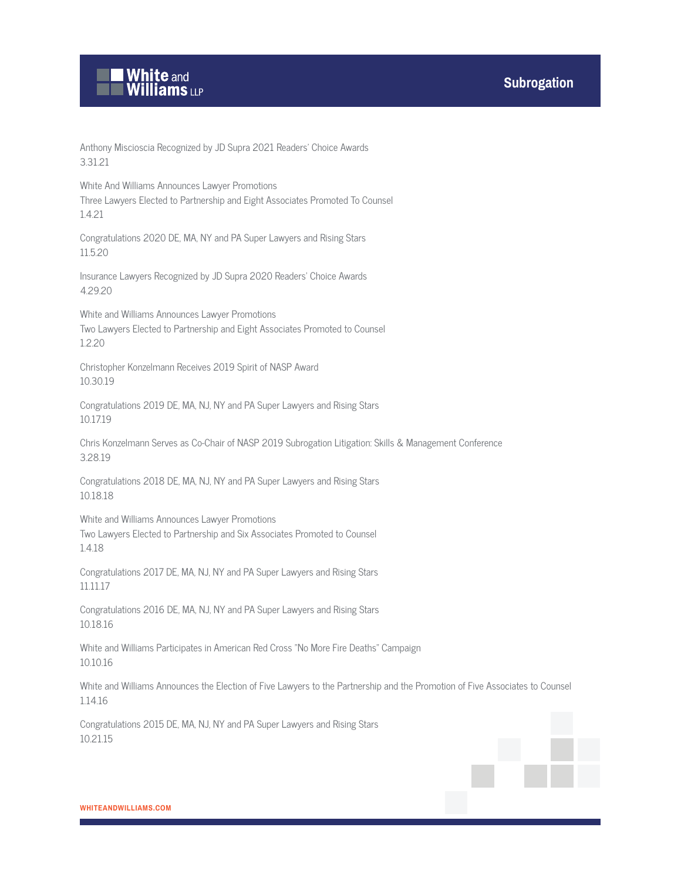Anthony Miscioscia Recognized by JD Supra 2021 Readers' Choice Awards
3.31.21

White And Williams Announces Lawyer Promotions
Three Lawyers Elected to Partnership and Eight Associates Promoted To Counsel
1.4.21

Congratulations 2020 DE, MA, NY and PA Super Lawyers and Rising Stars
11.5.20

Insurance Lawyers Recognized by JD Supra 2020 Readers' Choice Awards
4.29.20

White and Williams Announces Lawyer Promotions
Two Lawyers Elected to Partnership and Eight Associates Promoted to Counsel
1.2.20

Christopher Konzelmann Receives 2019 Spirit of NASP Award
10.30.19

Congratulations 2019 DE, MA, NJ, NY and PA Super Lawyers and Rising Stars
10.17.19

Chris Konzelmann Serves as Co-Chair of NASP 2019 Subrogation Litigation: Skills & Management Conference
3.28.19

Congratulations 2018 DE, MA, NJ, NY and PA Super Lawyers and Rising Stars
10.18.18

White and Williams Announces Lawyer Promotions
Two Lawyers Elected to Partnership and Six Associates Promoted to Counsel
1.4.18

Congratulations 2017 DE, MA, NJ, NY and PA Super Lawyers and Rising Stars
11.11.17

Congratulations 2016 DE, MA, NJ, NY and PA Super Lawyers and Rising Stars
10.18.16

White and Williams Participates in American Red Cross "No More Fire Deaths" Campaign
10.10.16

White and Williams Announces the Election of Five Lawyers to the Partnership and the Promotion of Five Associates to Counsel
1.14.16

Congratulations 2015 DE, MA, NJ, NY and PA Super Lawyers and Rising Stars
10.21.15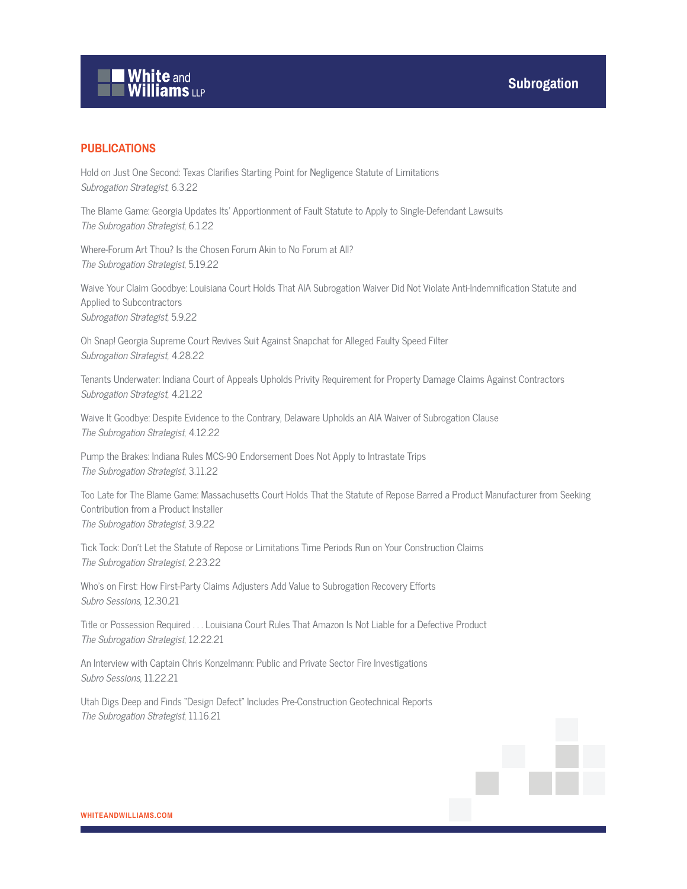## PUBLICATIONS

Hold on Just One Second: Texas Clarifies Starting Point for Negligence Statute of Limitations
*Subrogation Strategist*, 6.3.22

The Blame Game: Georgia Updates Its' Apportionment of Fault Statute to Apply to Single-Defendant Lawsuits
*The Subrogation Strategist*, 6.1.22

Where-Forum Art Thou? Is the Chosen Forum Akin to No Forum at All?
*The Subrogation Strategist*, 5.19.22

Waive Your Claim Goodbye: Louisiana Court Holds That AIA Subrogation Waiver Did Not Violate Anti-Indemnification Statute and Applied to Subcontractors
*Subrogation Strategist*, 5.9.22

Oh Snap! Georgia Supreme Court Revives Suit Against Snapchat for Alleged Faulty Speed Filter
*Subrogation Strategist*, 4.28.22

Tenants Underwater: Indiana Court of Appeals Upholds Privity Requirement for Property Damage Claims Against Contractors
*Subrogation Strategist*, 4.21.22

Waive It Goodbye: Despite Evidence to the Contrary, Delaware Upholds an AIA Waiver of Subrogation Clause
*The Subrogation Strategist*, 4.12.22

Pump the Brakes: Indiana Rules MCS-90 Endorsement Does Not Apply to Intrastate Trips
*The Subrogation Strategist*, 3.11.22

Too Late for The Blame Game: Massachusetts Court Holds That the Statute of Repose Barred a Product Manufacturer from Seeking Contribution from a Product Installer
*The Subrogation Strategist*, 3.9.22

Tick Tock: Don't Let the Statute of Repose or Limitations Time Periods Run on Your Construction Claims
*The Subrogation Strategist*, 2.23.22

Who's on First: How First-Party Claims Adjusters Add Value to Subrogation Recovery Efforts
*Subro Sessions*, 12.30.21

Title or Possession Required . . . Louisiana Court Rules That Amazon Is Not Liable for a Defective Product
*The Subrogation Strategist*, 12.22.21

An Interview with Captain Chris Konzelmann: Public and Private Sector Fire Investigations
*Subro Sessions*, 11.22.21

Utah Digs Deep and Finds "Design Defect" Includes Pre-Construction Geotechnical Reports
*The Subrogation Strategist*, 11.16.21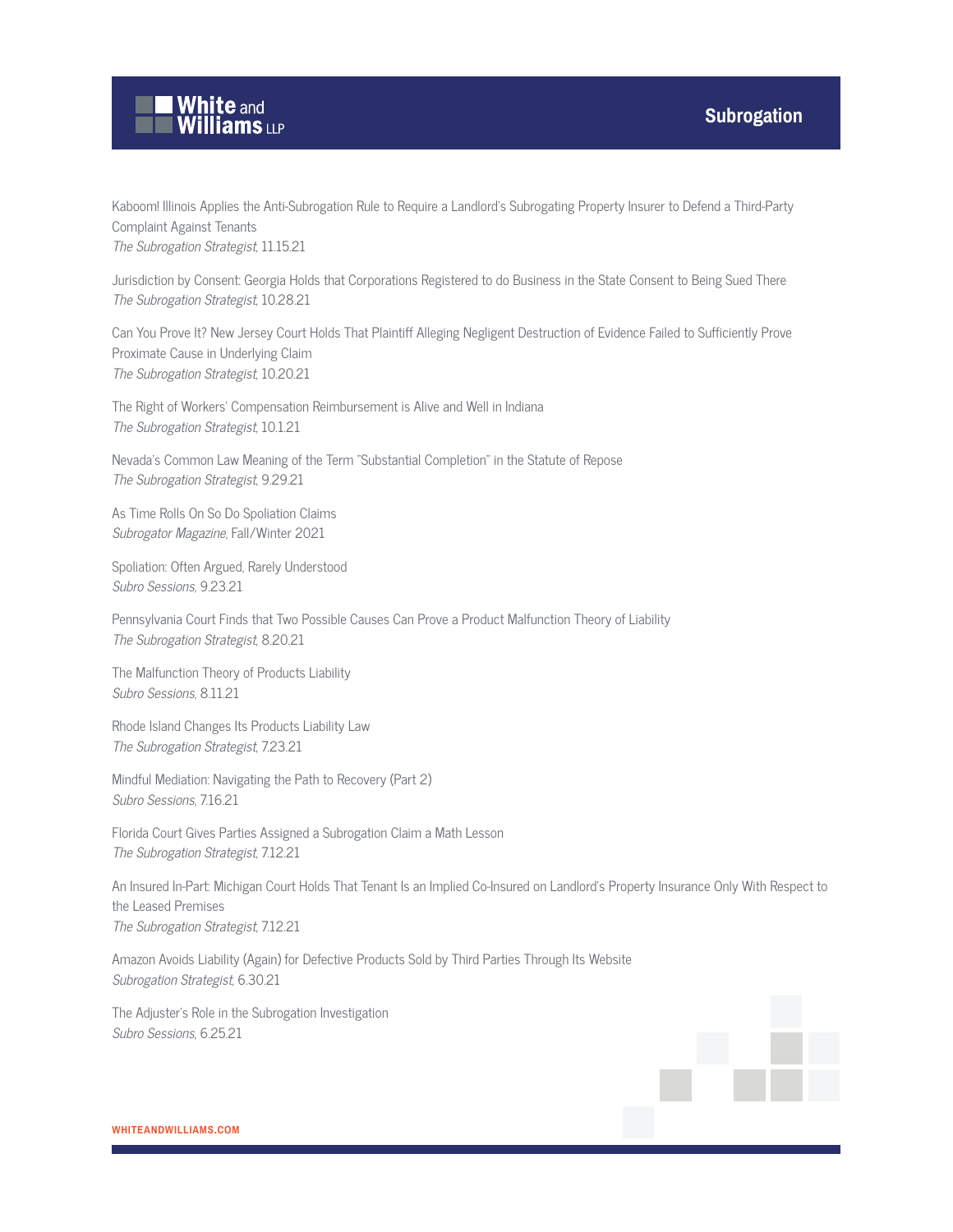Kaboom! Illinois Applies the Anti-Subrogation Rule to Require a Landlord's Subrogating Property Insurer to Defend a Third-Party Complaint Against Tenants
*The Subrogation Strategist*, 11.15.21

Jurisdiction by Consent: Georgia Holds that Corporations Registered to do Business in the State Consent to Being Sued There
*The Subrogation Strategist*, 10.28.21

Can You Prove It? New Jersey Court Holds That Plaintiff Alleging Negligent Destruction of Evidence Failed to Sufficiently Prove Proximate Cause in Underlying Claim
*The Subrogation Strategist*, 10.20.21

The Right of Workers' Compensation Reimbursement is Alive and Well in Indiana
*The Subrogation Strategist*, 10.1.21

Nevada's Common Law Meaning of the Term "Substantial Completion" in the Statute of Repose
*The Subrogation Strategist*, 9.29.21

As Time Rolls On So Do Spoliation Claims
*Subrogator Magazine*, Fall/Winter 2021

Spoliation: Often Argued, Rarely Understood
*Subro Sessions*, 9.23.21

Pennsylvania Court Finds that Two Possible Causes Can Prove a Product Malfunction Theory of Liability
*The Subrogation Strategist*, 8.20.21

The Malfunction Theory of Products Liability
*Subro Sessions*, 8.11.21

Rhode Island Changes Its Products Liability Law
*The Subrogation Strategist*, 7.23.21

Mindful Mediation: Navigating the Path to Recovery (Part 2)
*Subro Sessions*, 7.16.21

Florida Court Gives Parties Assigned a Subrogation Claim a Math Lesson
*The Subrogation Strategist*, 7.12.21

An Insured In-Part: Michigan Court Holds That Tenant Is an Implied Co-Insured on Landlord's Property Insurance Only With Respect to the Leased Premises
*The Subrogation Strategist*, 7.12.21

Amazon Avoids Liability (Again) for Defective Products Sold by Third Parties Through Its Website
*Subrogation Strategist*, 6.30.21

The Adjuster's Role in the Subrogation Investigation
*Subro Sessions*, 6.25.21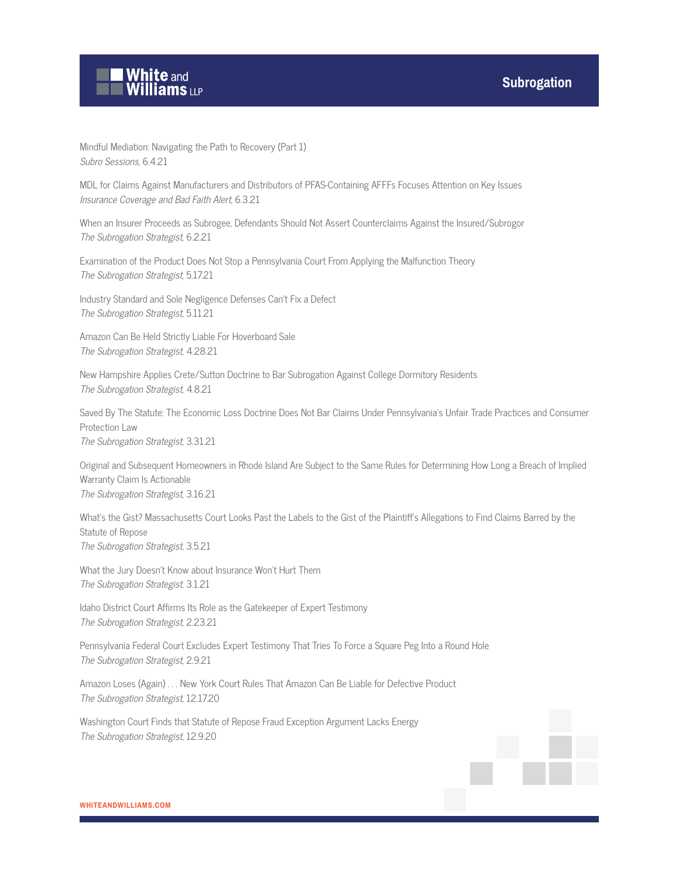Mindful Mediation: Navigating the Path to Recovery (Part 1)
*Subro Sessions*, 6.4.21

MDL for Claims Against Manufacturers and Distributors of PFAS-Containing AFFFs Focuses Attention on Key Issues
*Insurance Coverage and Bad Faith Alert*, 6.3.21

When an Insurer Proceeds as Subrogee, Defendants Should Not Assert Counterclaims Against the Insured/Subrogor
*The Subrogation Strategist*, 6.2.21

Examination of the Product Does Not Stop a Pennsylvania Court From Applying the Malfunction Theory
*The Subrogation Strategist*, 5.17.21

Industry Standard and Sole Negligence Defenses Can't Fix a Defect
*The Subrogation Strategist*, 5.11.21

Amazon Can Be Held Strictly Liable For Hoverboard Sale
*The Subrogation Strategist*, 4.28.21

New Hampshire Applies Crete/Sutton Doctrine to Bar Subrogation Against College Dormitory Residents
*The Subrogation Strategist*, 4.8.21

Saved By The Statute: The Economic Loss Doctrine Does Not Bar Claims Under Pennsylvania's Unfair Trade Practices and Consumer Protection Law
*The Subrogation Strategist*, 3.31.21

Original and Subsequent Homeowners in Rhode Island Are Subject to the Same Rules for Determining How Long a Breach of Implied Warranty Claim Is Actionable
*The Subrogation Strategist*, 3.16.21

What's the Gist? Massachusetts Court Looks Past the Labels to the Gist of the Plaintiff's Allegations to Find Claims Barred by the Statute of Repose
*The Subrogation Strategist*, 3.5.21

What the Jury Doesn't Know about Insurance Won't Hurt Them
*The Subrogation Strategist*, 3.1.21

Idaho District Court Affirms Its Role as the Gatekeeper of Expert Testimony
*The Subrogation Strategist*, 2.23.21

Pennsylvania Federal Court Excludes Expert Testimony That Tries To Force a Square Peg Into a Round Hole
*The Subrogation Strategist*, 2.9.21

Amazon Loses (Again) . . . New York Court Rules That Amazon Can Be Liable for Defective Product
*The Subrogation Strategist*, 12.17.20

Washington Court Finds that Statute of Repose Fraud Exception Argument Lacks Energy
*The Subrogation Strategist*, 12.9.20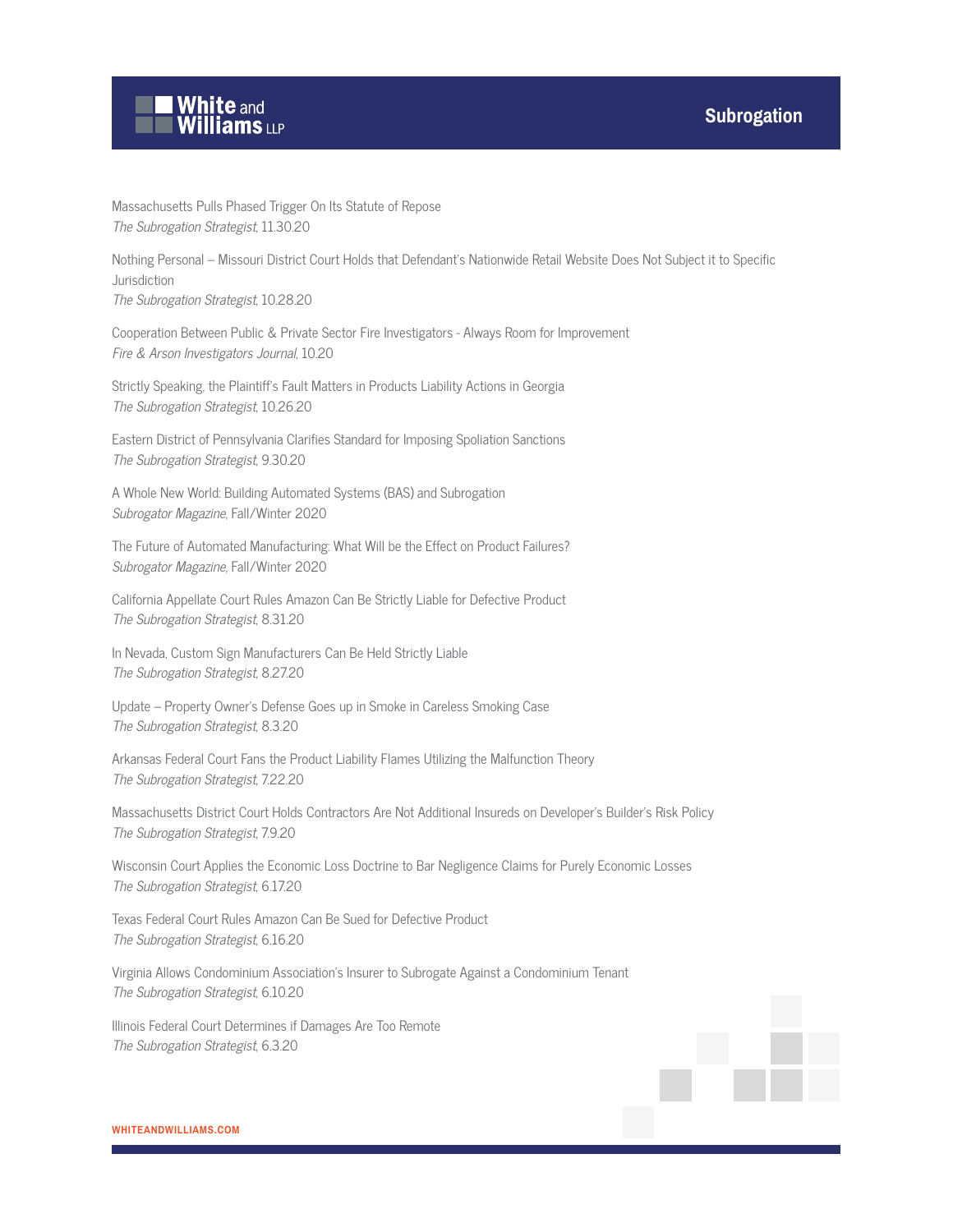Massachusetts Pulls Phased Trigger On Its Statute of Repose
*The Subrogation Strategist*, 11.30.20

Nothing Personal – Missouri District Court Holds that Defendant's Nationwide Retail Website Does Not Subject it to Specific Jurisdiction
*The Subrogation Strategist*, 10.28.20

Cooperation Between Public & Private Sector Fire Investigators - Always Room for Improvement
*Fire & Arson Investigators Journal*, 10.20

Strictly Speaking, the Plaintiff's Fault Matters in Products Liability Actions in Georgia
*The Subrogation Strategist*, 10.26.20

Eastern District of Pennsylvania Clarifies Standard for Imposing Spoliation Sanctions
*The Subrogation Strategist*, 9.30.20

A Whole New World: Building Automated Systems (BAS) and Subrogation
*Subrogator Magazine*, Fall/Winter 2020

The Future of Automated Manufacturing: What Will be the Effect on Product Failures?
*Subrogator Magazine*, Fall/Winter 2020

California Appellate Court Rules Amazon Can Be Strictly Liable for Defective Product
*The Subrogation Strategist*, 8.31.20

In Nevada, Custom Sign Manufacturers Can Be Held Strictly Liable
*The Subrogation Strategist*, 8.27.20

Update – Property Owner's Defense Goes up in Smoke in Careless Smoking Case
*The Subrogation Strategist*, 8.3.20

Arkansas Federal Court Fans the Product Liability Flames Utilizing the Malfunction Theory
*The Subrogation Strategist*, 7.22.20

Massachusetts District Court Holds Contractors Are Not Additional Insureds on Developer's Builder's Risk Policy
*The Subrogation Strategist*, 7.9.20

Wisconsin Court Applies the Economic Loss Doctrine to Bar Negligence Claims for Purely Economic Losses
*The Subrogation Strategist*, 6.17.20

Texas Federal Court Rules Amazon Can Be Sued for Defective Product
*The Subrogation Strategist*, 6.16.20

Virginia Allows Condominium Association's Insurer to Subrogate Against a Condominium Tenant
*The Subrogation Strategist*, 6.10.20

Illinois Federal Court Determines if Damages Are Too Remote
*The Subrogation Strategist*, 6.3.20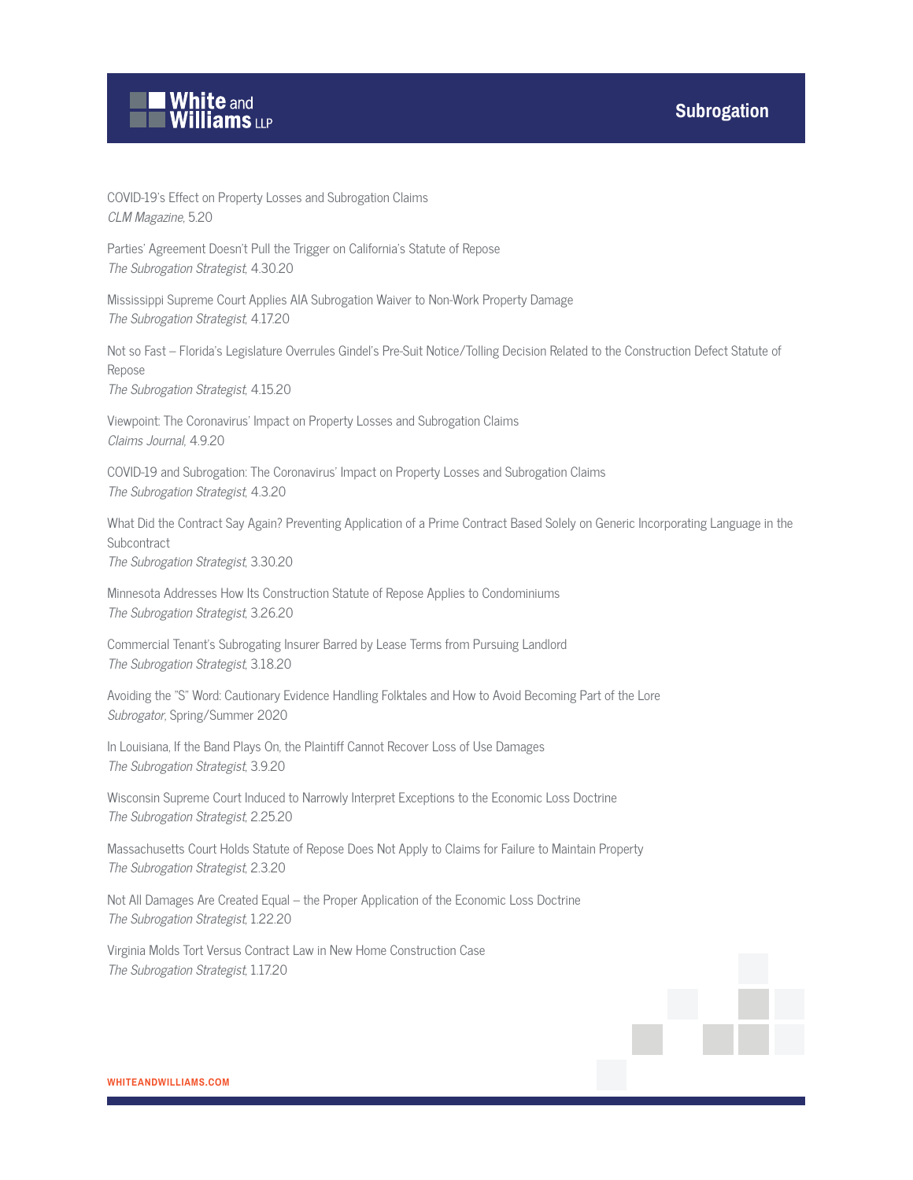COVID-19's Effect on Property Losses and Subrogation Claims
*CLM Magazine*, 5.20

Parties' Agreement Doesn't Pull the Trigger on California's Statute of Repose
*The Subrogation Strategist*, 4.30.20

Mississippi Supreme Court Applies AIA Subrogation Waiver to Non-Work Property Damage
*The Subrogation Strategist*, 4.17.20

Not so Fast – Florida's Legislature Overrules Gindel's Pre-Suit Notice/Tolling Decision Related to the Construction Defect Statute of Repose
*The Subrogation Strategist*, 4.15.20

Viewpoint: The Coronavirus' Impact on Property Losses and Subrogation Claims
*Claims Journal*, 4.9.20

COVID-19 and Subrogation: The Coronavirus' Impact on Property Losses and Subrogation Claims
*The Subrogation Strategist*, 4.3.20

What Did the Contract Say Again? Preventing Application of a Prime Contract Based Solely on Generic Incorporating Language in the Subcontract
*The Subrogation Strategist*, 3.30.20

Minnesota Addresses How Its Construction Statute of Repose Applies to Condominiums
*The Subrogation Strategist*, 3.26.20

Commercial Tenant's Subrogating Insurer Barred by Lease Terms from Pursuing Landlord
*The Subrogation Strategist*, 3.18.20

Avoiding the "S" Word: Cautionary Evidence Handling Folktales and How to Avoid Becoming Part of the Lore
*Subrogator*, Spring/Summer 2020

In Louisiana, If the Band Plays On, the Plaintiff Cannot Recover Loss of Use Damages
*The Subrogation Strategist*, 3.9.20

Wisconsin Supreme Court Induced to Narrowly Interpret Exceptions to the Economic Loss Doctrine
*The Subrogation Strategist*, 2.25.20

Massachusetts Court Holds Statute of Repose Does Not Apply to Claims for Failure to Maintain Property
*The Subrogation Strategist*, 2.3.20

Not All Damages Are Created Equal – the Proper Application of the Economic Loss Doctrine
*The Subrogation Strategist*, 1.22.20

Virginia Molds Tort Versus Contract Law in New Home Construction Case
*The Subrogation Strategist*, 1.17.20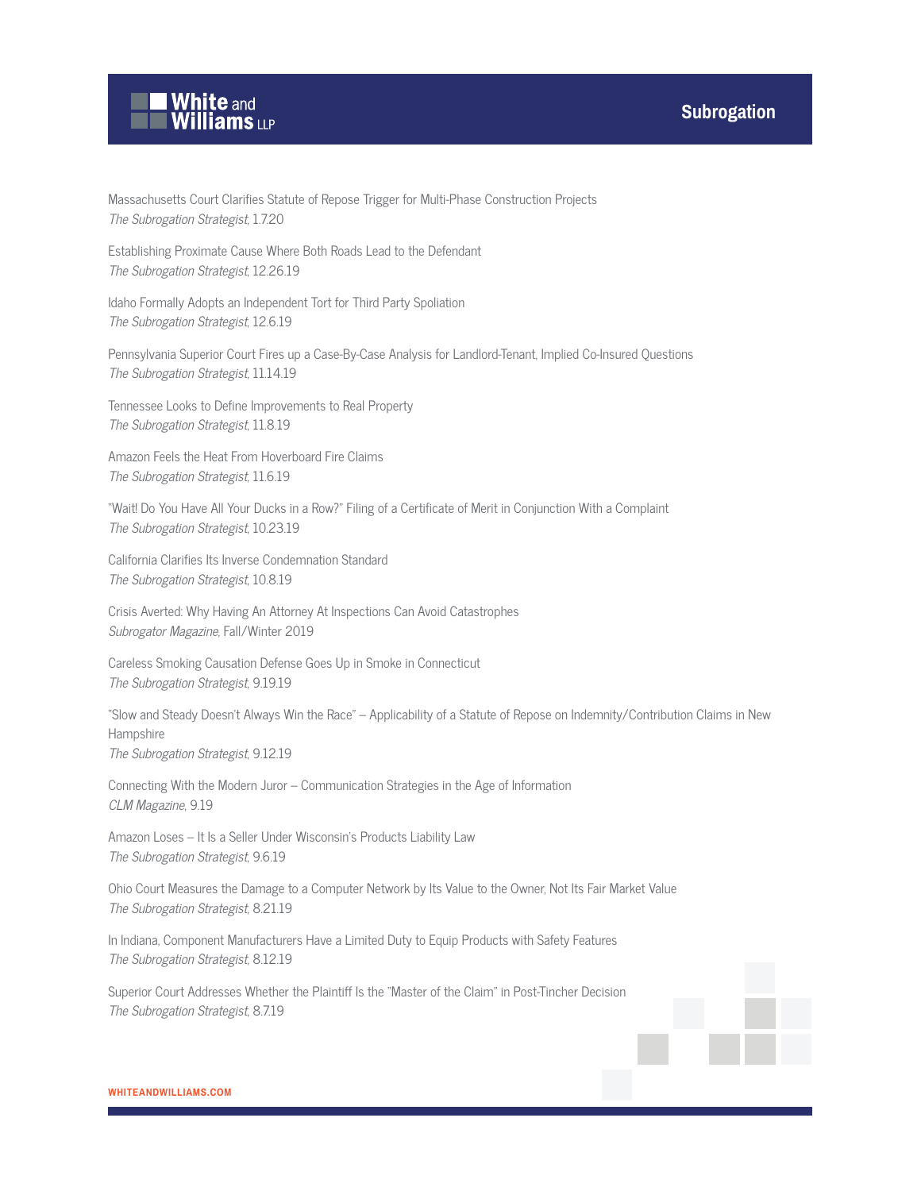Massachusetts Court Clarifies Statute of Repose Trigger for Multi-Phase Construction Projects
*The Subrogation Strategist*, 1.7.20

Establishing Proximate Cause Where Both Roads Lead to the Defendant
*The Subrogation Strategist*, 12.26.19

Idaho Formally Adopts an Independent Tort for Third Party Spoliation
*The Subrogation Strategist*, 12.6.19

Pennsylvania Superior Court Fires up a Case-By-Case Analysis for Landlord-Tenant, Implied Co-Insured Questions
*The Subrogation Strategist*, 11.14.19

Tennessee Looks to Define Improvements to Real Property
*The Subrogation Strategist*, 11.8.19

Amazon Feels the Heat From Hoverboard Fire Claims
*The Subrogation Strategist*, 11.6.19

"Wait! Do You Have All Your Ducks in a Row?" Filing of a Certificate of Merit in Conjunction With a Complaint
*The Subrogation Strategist*, 10.23.19

California Clarifies Its Inverse Condemnation Standard
*The Subrogation Strategist*, 10.8.19

Crisis Averted: Why Having An Attorney At Inspections Can Avoid Catastrophes
*Subrogator Magazine*, Fall/Winter 2019

Careless Smoking Causation Defense Goes Up in Smoke in Connecticut
*The Subrogation Strategist*, 9.19.19

"Slow and Steady Doesn't Always Win the Race" – Applicability of a Statute of Repose on Indemnity/Contribution Claims in New Hampshire
*The Subrogation Strategist*, 9.12.19

Connecting With the Modern Juror – Communication Strategies in the Age of Information
*CLM Magazine*, 9.19

Amazon Loses – It Is a Seller Under Wisconsin's Products Liability Law
*The Subrogation Strategist*, 9.6.19

Ohio Court Measures the Damage to a Computer Network by Its Value to the Owner, Not Its Fair Market Value
*The Subrogation Strategist*, 8.21.19

In Indiana, Component Manufacturers Have a Limited Duty to Equip Products with Safety Features
*The Subrogation Strategist*, 8.12.19

Superior Court Addresses Whether the Plaintiff Is the "Master of the Claim" in Post-Tincher Decision
*The Subrogation Strategist*, 8.7.19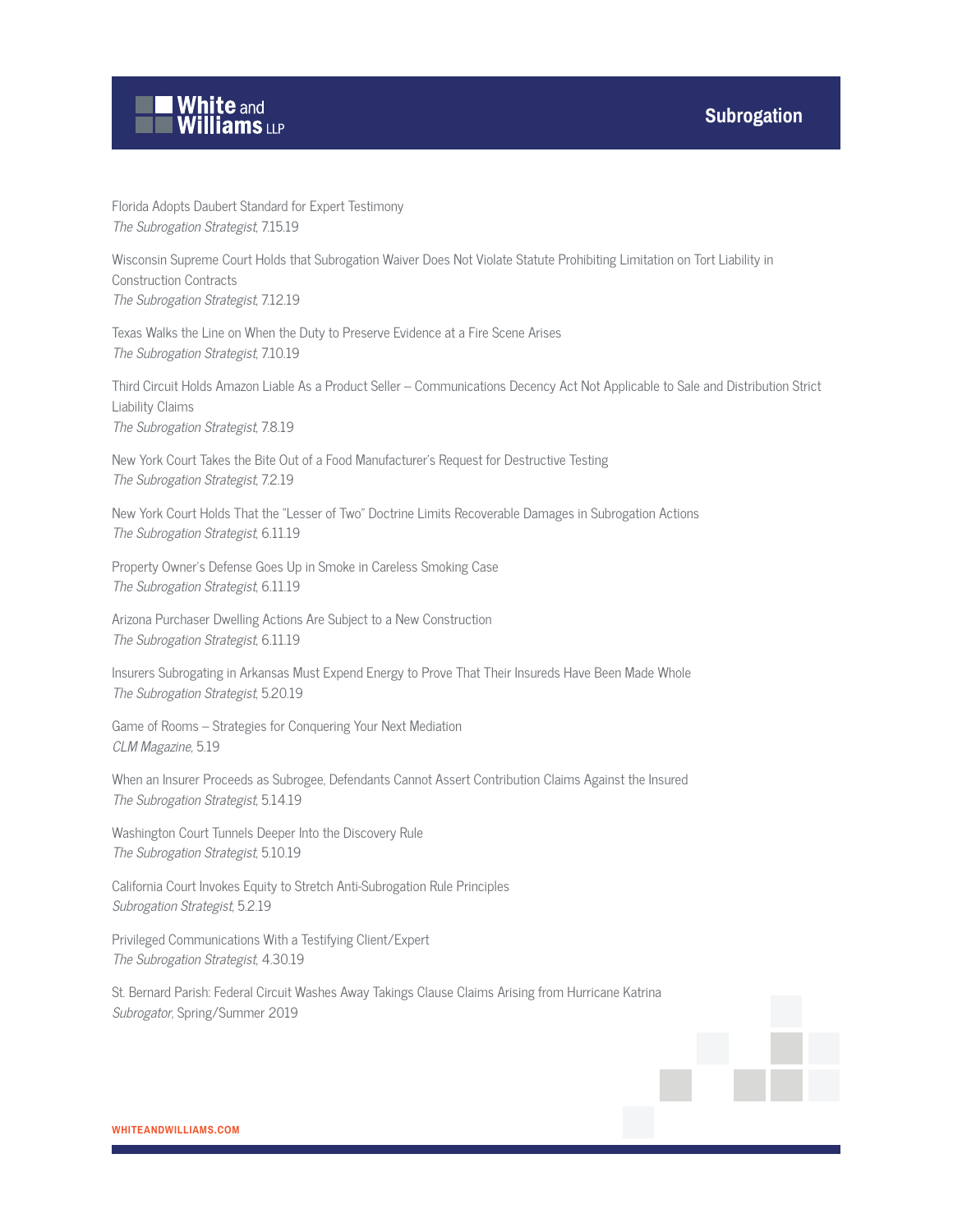Florida Adopts Daubert Standard for Expert Testimony
*The Subrogation Strategist*, 7.15.19

Wisconsin Supreme Court Holds that Subrogation Waiver Does Not Violate Statute Prohibiting Limitation on Tort Liability in Construction Contracts
*The Subrogation Strategist*, 7.12.19

Texas Walks the Line on When the Duty to Preserve Evidence at a Fire Scene Arises
*The Subrogation Strategist*, 7.10.19

Third Circuit Holds Amazon Liable As a Product Seller – Communications Decency Act Not Applicable to Sale and Distribution Strict Liability Claims
*The Subrogation Strategist*, 7.8.19

New York Court Takes the Bite Out of a Food Manufacturer's Request for Destructive Testing
*The Subrogation Strategist*, 7.2.19

New York Court Holds That the "Lesser of Two" Doctrine Limits Recoverable Damages in Subrogation Actions
*The Subrogation Strategist*, 6.11.19

Property Owner's Defense Goes Up in Smoke in Careless Smoking Case
*The Subrogation Strategist*, 6.11.19

Arizona Purchaser Dwelling Actions Are Subject to a New Construction
*The Subrogation Strategist*, 6.11.19

Insurers Subrogating in Arkansas Must Expend Energy to Prove That Their Insureds Have Been Made Whole
*The Subrogation Strategist*, 5.20.19

Game of Rooms – Strategies for Conquering Your Next Mediation
*CLM Magazine*, 5.19

When an Insurer Proceeds as Subrogee, Defendants Cannot Assert Contribution Claims Against the Insured
*The Subrogation Strategist*, 5.14.19

Washington Court Tunnels Deeper Into the Discovery Rule
*The Subrogation Strategist*, 5.10.19

California Court Invokes Equity to Stretch Anti-Subrogation Rule Principles
*Subrogation Strategist*, 5.2.19

Privileged Communications With a Testifying Client/Expert
*The Subrogation Strategist*, 4.30.19

St. Bernard Parish: Federal Circuit Washes Away Takings Clause Claims Arising from Hurricane Katrina
*Subrogator*, Spring/Summer 2019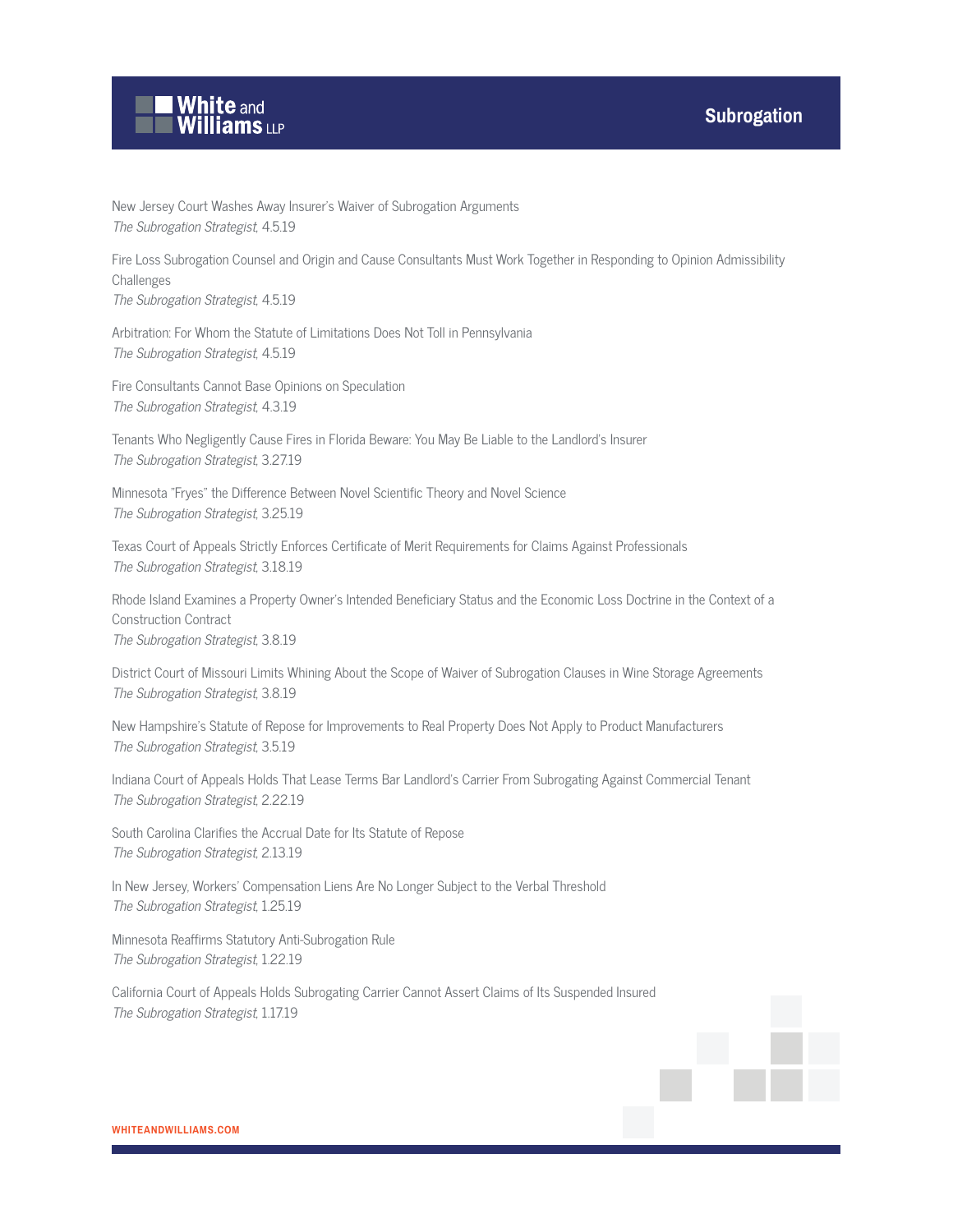New Jersey Court Washes Away Insurer's Waiver of Subrogation Arguments
*The Subrogation Strategist*, 4.5.19

Fire Loss Subrogation Counsel and Origin and Cause Consultants Must Work Together in Responding to Opinion Admissibility Challenges
*The Subrogation Strategist*, 4.5.19

Arbitration: For Whom the Statute of Limitations Does Not Toll in Pennsylvania
*The Subrogation Strategist*, 4.5.19

Fire Consultants Cannot Base Opinions on Speculation
*The Subrogation Strategist*, 4.3.19

Tenants Who Negligently Cause Fires in Florida Beware: You May Be Liable to the Landlord's Insurer
*The Subrogation Strategist*, 3.27.19

Minnesota "Fryes" the Difference Between Novel Scientific Theory and Novel Science
*The Subrogation Strategist*, 3.25.19

Texas Court of Appeals Strictly Enforces Certificate of Merit Requirements for Claims Against Professionals
*The Subrogation Strategist*, 3.18.19

Rhode Island Examines a Property Owner's Intended Beneficiary Status and the Economic Loss Doctrine in the Context of a Construction Contract
*The Subrogation Strategist*, 3.8.19

District Court of Missouri Limits Whining About the Scope of Waiver of Subrogation Clauses in Wine Storage Agreements
*The Subrogation Strategist*, 3.8.19

New Hampshire's Statute of Repose for Improvements to Real Property Does Not Apply to Product Manufacturers
*The Subrogation Strategist*, 3.5.19

Indiana Court of Appeals Holds That Lease Terms Bar Landlord's Carrier From Subrogating Against Commercial Tenant
*The Subrogation Strategist*, 2.22.19

South Carolina Clarifies the Accrual Date for Its Statute of Repose
*The Subrogation Strategist*, 2.13.19

In New Jersey, Workers' Compensation Liens Are No Longer Subject to the Verbal Threshold
*The Subrogation Strategist*, 1.25.19

Minnesota Reaffirms Statutory Anti-Subrogation Rule
*The Subrogation Strategist*, 1.22.19

California Court of Appeals Holds Subrogating Carrier Cannot Assert Claims of Its Suspended Insured
*The Subrogation Strategist*, 1.17.19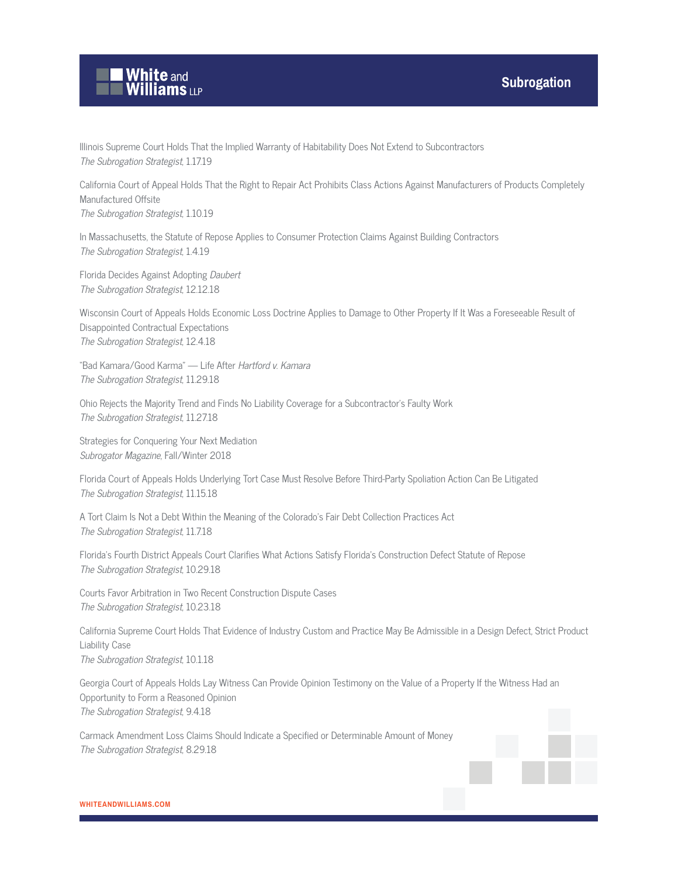Illinois Supreme Court Holds That the Implied Warranty of Habitability Does Not Extend to Subcontractors
*The Subrogation Strategist*, 1.17.19

California Court of Appeal Holds That the Right to Repair Act Prohibits Class Actions Against Manufacturers of Products Completely Manufactured Offsite
*The Subrogation Strategist*, 1.10.19

In Massachusetts, the Statute of Repose Applies to Consumer Protection Claims Against Building Contractors
*The Subrogation Strategist*, 1.4.19

Florida Decides Against Adopting *Daubert*
*The Subrogation Strategist*, 12.12.18

Wisconsin Court of Appeals Holds Economic Loss Doctrine Applies to Damage to Other Property If It Was a Foreseeable Result of Disappointed Contractual Expectations
*The Subrogation Strategist*, 12.4.18

"Bad Kamara/Good Karma" — Life After *Hartford v. Kamara*
*The Subrogation Strategist*, 11.29.18

Ohio Rejects the Majority Trend and Finds No Liability Coverage for a Subcontractor's Faulty Work
*The Subrogation Strategist*, 11.27.18

Strategies for Conquering Your Next Mediation
*Subrogator Magazine*, Fall/Winter 2018

Florida Court of Appeals Holds Underlying Tort Case Must Resolve Before Third-Party Spoliation Action Can Be Litigated
*The Subrogation Strategist*, 11.15.18

A Tort Claim Is Not a Debt Within the Meaning of the Colorado's Fair Debt Collection Practices Act
*The Subrogation Strategist*, 11.7.18

Florida's Fourth District Appeals Court Clarifies What Actions Satisfy Florida's Construction Defect Statute of Repose
*The Subrogation Strategist*, 10.29.18

Courts Favor Arbitration in Two Recent Construction Dispute Cases
*The Subrogation Strategist*, 10.23.18

California Supreme Court Holds That Evidence of Industry Custom and Practice May Be Admissible in a Design Defect, Strict Product Liability Case
*The Subrogation Strategist*, 10.1.18

Georgia Court of Appeals Holds Lay Witness Can Provide Opinion Testimony on the Value of a Property If the Witness Had an Opportunity to Form a Reasoned Opinion
*The Subrogation Strategist*, 9.4.18

Carmack Amendment Loss Claims Should Indicate a Specified or Determinable Amount of Money
*The Subrogation Strategist*, 8.29.18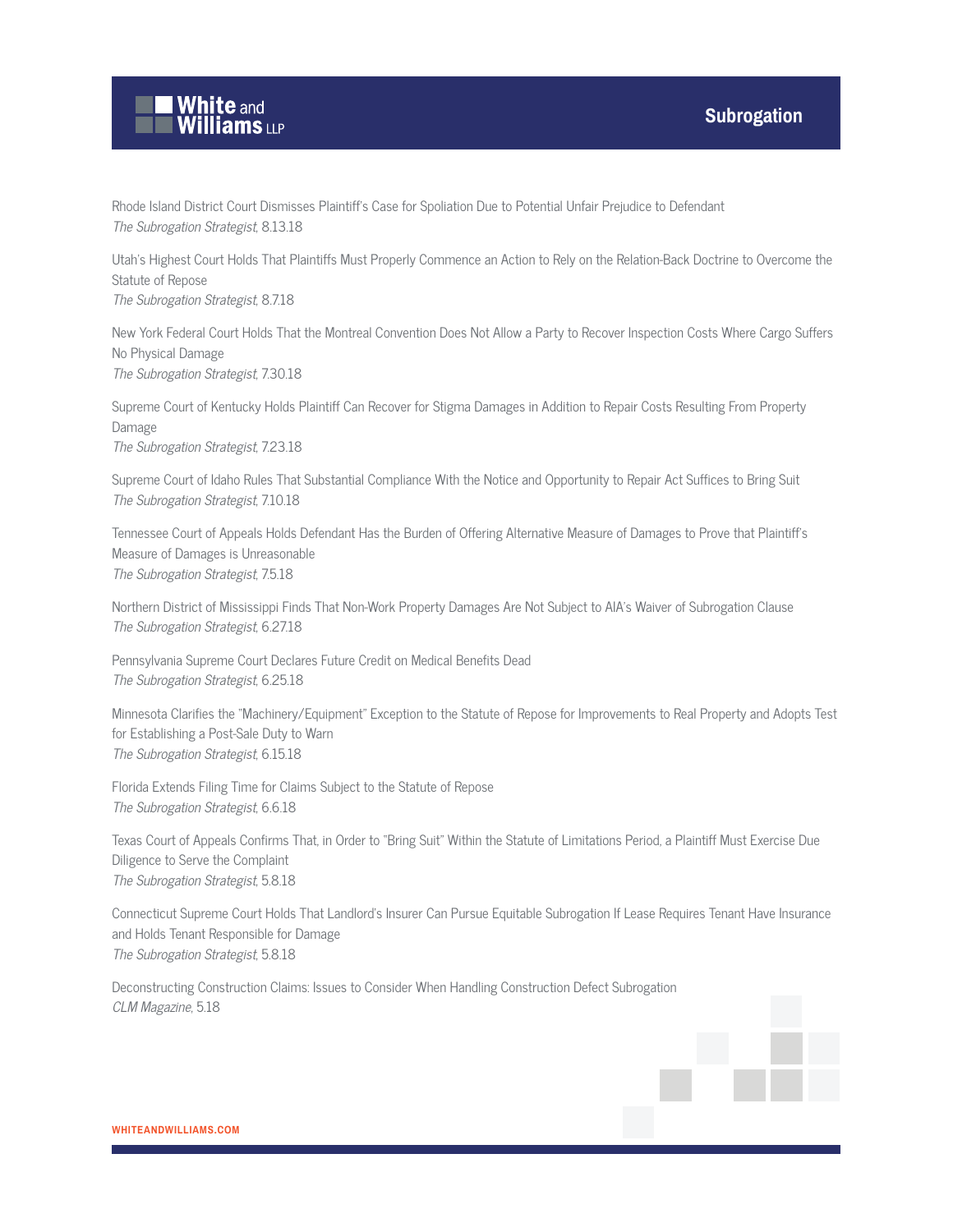Rhode Island District Court Dismisses Plaintiff's Case for Spoliation Due to Potential Unfair Prejudice to Defendant
*The Subrogation Strategist*, 8.13.18

Utah's Highest Court Holds That Plaintiffs Must Properly Commence an Action to Rely on the Relation-Back Doctrine to Overcome the Statute of Repose
*The Subrogation Strategist*, 8.7.18

New York Federal Court Holds That the Montreal Convention Does Not Allow a Party to Recover Inspection Costs Where Cargo Suffers No Physical Damage
*The Subrogation Strategist*, 7.30.18

Supreme Court of Kentucky Holds Plaintiff Can Recover for Stigma Damages in Addition to Repair Costs Resulting From Property Damage
*The Subrogation Strategist*, 7.23.18

Supreme Court of Idaho Rules That Substantial Compliance With the Notice and Opportunity to Repair Act Suffices to Bring Suit
*The Subrogation Strategist*, 7.10.18

Tennessee Court of Appeals Holds Defendant Has the Burden of Offering Alternative Measure of Damages to Prove that Plaintiff's Measure of Damages is Unreasonable
*The Subrogation Strategist*, 7.5.18

Northern District of Mississippi Finds That Non-Work Property Damages Are Not Subject to AIA's Waiver of Subrogation Clause
*The Subrogation Strategist*, 6.27.18

Pennsylvania Supreme Court Declares Future Credit on Medical Benefits Dead
*The Subrogation Strategist*, 6.25.18

Minnesota Clarifies the "Machinery/Equipment" Exception to the Statute of Repose for Improvements to Real Property and Adopts Test for Establishing a Post-Sale Duty to Warn
*The Subrogation Strategist*, 6.15.18

Florida Extends Filing Time for Claims Subject to the Statute of Repose
*The Subrogation Strategist*, 6.6.18

Texas Court of Appeals Confirms That, in Order to "Bring Suit" Within the Statute of Limitations Period, a Plaintiff Must Exercise Due Diligence to Serve the Complaint
*The Subrogation Strategist*, 5.8.18

Connecticut Supreme Court Holds That Landlord's Insurer Can Pursue Equitable Subrogation If Lease Requires Tenant Have Insurance and Holds Tenant Responsible for Damage
*The Subrogation Strategist*, 5.8.18

Deconstructing Construction Claims: Issues to Consider When Handling Construction Defect Subrogation
*CLM Magazine*, 5.18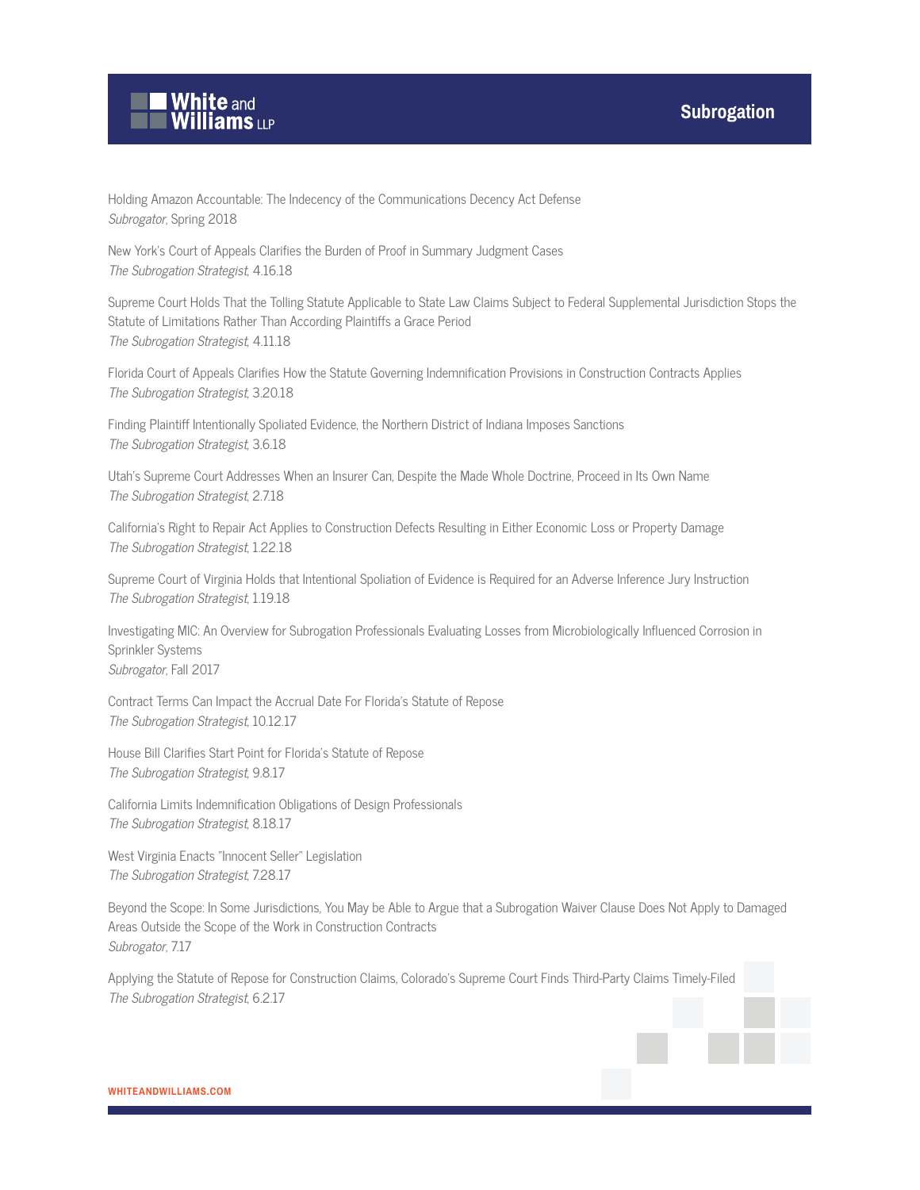Holding Amazon Accountable: The Indecency of the Communications Decency Act Defense
*Subrogator*, Spring 2018

New York's Court of Appeals Clarifies the Burden of Proof in Summary Judgment Cases
*The Subrogation Strategist*, 4.16.18

Supreme Court Holds That the Tolling Statute Applicable to State Law Claims Subject to Federal Supplemental Jurisdiction Stops the Statute of Limitations Rather Than According Plaintiffs a Grace Period
*The Subrogation Strategist*, 4.11.18

Florida Court of Appeals Clarifies How the Statute Governing Indemnification Provisions in Construction Contracts Applies
*The Subrogation Strategist*, 3.20.18

Finding Plaintiff Intentionally Spoliated Evidence, the Northern District of Indiana Imposes Sanctions
*The Subrogation Strategist*, 3.6.18

Utah's Supreme Court Addresses When an Insurer Can, Despite the Made Whole Doctrine, Proceed in Its Own Name
*The Subrogation Strategist*, 2.7.18

California's Right to Repair Act Applies to Construction Defects Resulting in Either Economic Loss or Property Damage
*The Subrogation Strategist*, 1.22.18

Supreme Court of Virginia Holds that Intentional Spoliation of Evidence is Required for an Adverse Inference Jury Instruction
*The Subrogation Strategist*, 1.19.18

Investigating MIC: An Overview for Subrogation Professionals Evaluating Losses from Microbiologically Influenced Corrosion in Sprinkler Systems
*Subrogator*, Fall 2017

Contract Terms Can Impact the Accrual Date For Florida's Statute of Repose
*The Subrogation Strategist*, 10.12.17

House Bill Clarifies Start Point for Florida's Statute of Repose
*The Subrogation Strategist*, 9.8.17

California Limits Indemnification Obligations of Design Professionals
*The Subrogation Strategist*, 8.18.17

West Virginia Enacts "Innocent Seller" Legislation
*The Subrogation Strategist*, 7.28.17

Beyond the Scope: In Some Jurisdictions, You May be Able to Argue that a Subrogation Waiver Clause Does Not Apply to Damaged Areas Outside the Scope of the Work in Construction Contracts
*Subrogator*, 7.17

Applying the Statute of Repose for Construction Claims, Colorado's Supreme Court Finds Third-Party Claims Timely-Filed
*The Subrogation Strategist*, 6.2.17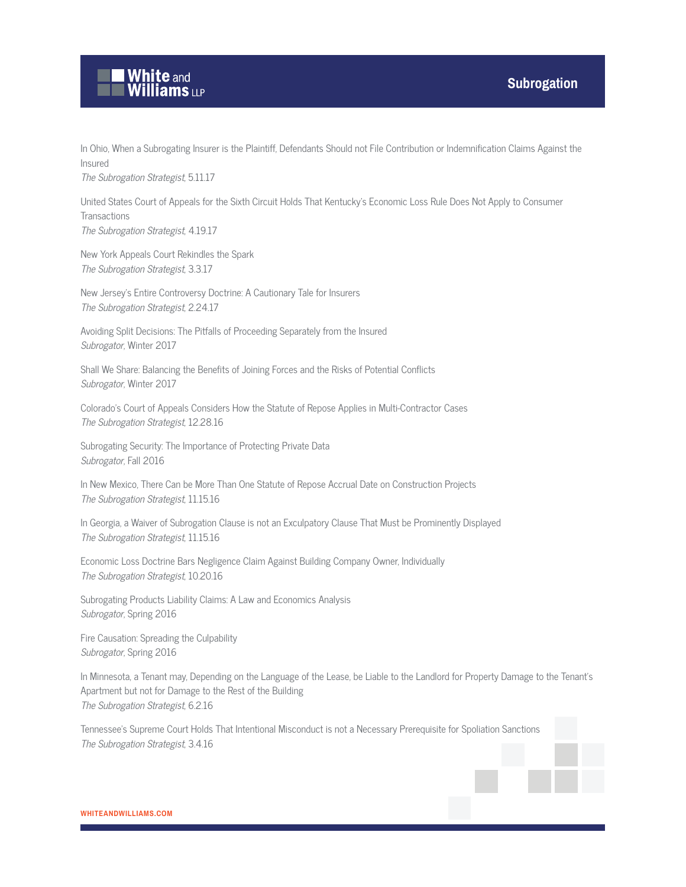In Ohio, When a Subrogating Insurer is the Plaintiff, Defendants Should not File Contribution or Indemnification Claims Against the Insured
*The Subrogation Strategist*, 5.11.17

United States Court of Appeals for the Sixth Circuit Holds That Kentucky's Economic Loss Rule Does Not Apply to Consumer Transactions
*The Subrogation Strategist*, 4.19.17

New York Appeals Court Rekindles the Spark
*The Subrogation Strategist*, 3.3.17

New Jersey's Entire Controversy Doctrine: A Cautionary Tale for Insurers
*The Subrogation Strategist*, 2.24.17

Avoiding Split Decisions: The Pitfalls of Proceeding Separately from the Insured
*Subrogator*, Winter 2017

Shall We Share: Balancing the Benefits of Joining Forces and the Risks of Potential Conflicts
*Subrogator*, Winter 2017

Colorado's Court of Appeals Considers How the Statute of Repose Applies in Multi-Contractor Cases
*The Subrogation Strategist*, 12.28.16

Subrogating Security: The Importance of Protecting Private Data
*Subrogator*, Fall 2016

In New Mexico, There Can be More Than One Statute of Repose Accrual Date on Construction Projects
*The Subrogation Strategist*, 11.15.16

In Georgia, a Waiver of Subrogation Clause is not an Exculpatory Clause That Must be Prominently Displayed
*The Subrogation Strategist*, 11.15.16

Economic Loss Doctrine Bars Negligence Claim Against Building Company Owner, Individually
*The Subrogation Strategist*, 10.20.16

Subrogating Products Liability Claims: A Law and Economics Analysis
*Subrogator*, Spring 2016

Fire Causation: Spreading the Culpability
*Subrogator*, Spring 2016

In Minnesota, a Tenant may, Depending on the Language of the Lease, be Liable to the Landlord for Property Damage to the Tenant's Apartment but not for Damage to the Rest of the Building
*The Subrogation Strategist*, 6.2.16

Tennessee's Supreme Court Holds That Intentional Misconduct is not a Necessary Prerequisite for Spoliation Sanctions
*The Subrogation Strategist*, 3.4.16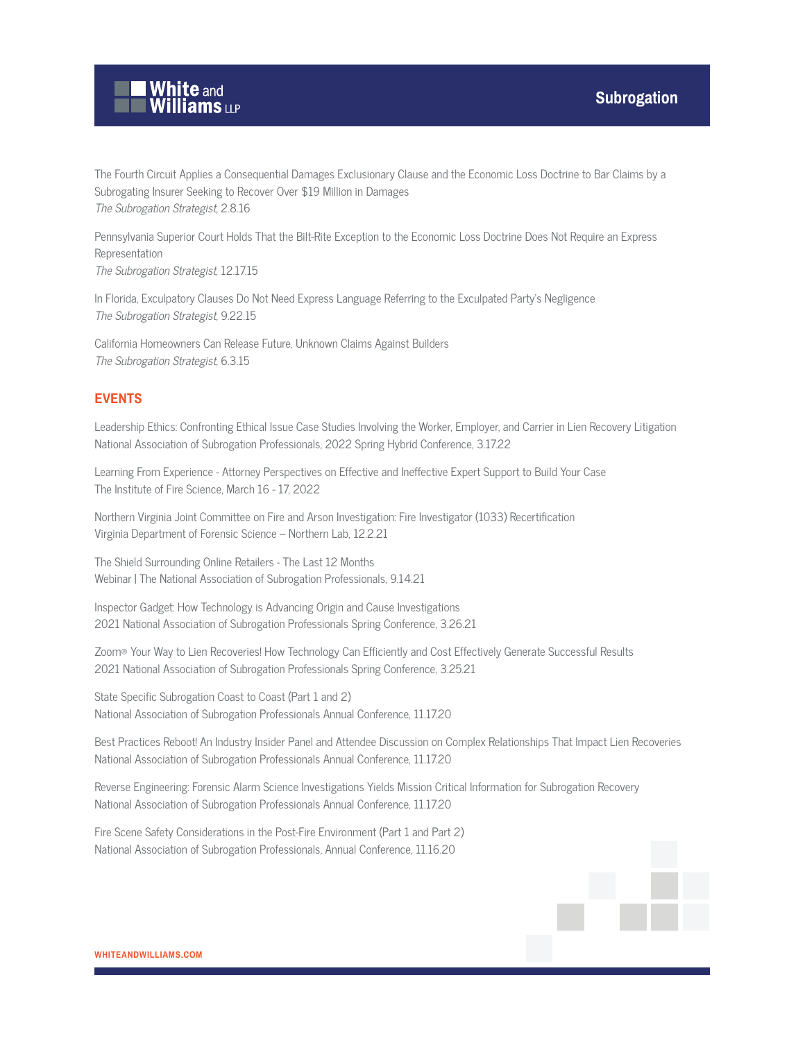The Fourth Circuit Applies a Consequential Damages Exclusionary Clause and the Economic Loss Doctrine to Bar Claims by a Subrogating Insurer Seeking to Recover Over $19 Million in Damages
*The Subrogation Strategist*, 2.8.16

Pennsylvania Superior Court Holds That the Bilt-Rite Exception to the Economic Loss Doctrine Does Not Require an Express Representation
*The Subrogation Strategist*, 12.17.15

In Florida, Exculpatory Clauses Do Not Need Express Language Referring to the Exculpated Party's Negligence
*The Subrogation Strategist*, 9.22.15

California Homeowners Can Release Future, Unknown Claims Against Builders
*The Subrogation Strategist*, 6.3.15

## EVENTS

Leadership Ethics: Confronting Ethical Issue Case Studies Involving the Worker, Employer, and Carrier in Lien Recovery Litigation
National Association of Subrogation Professionals, 2022 Spring Hybrid Conference, 3.17.22

Learning From Experience - Attorney Perspectives on Effective and Ineffective Expert Support to Build Your Case
The Institute of Fire Science, March 16 - 17, 2022

Northern Virginia Joint Committee on Fire and Arson Investigation: Fire Investigator (1033) Recertification
Virginia Department of Forensic Science – Northern Lab, 12.2.21

The Shield Surrounding Online Retailers - The Last 12 Months
Webinar | The National Association of Subrogation Professionals, 9.14.21

Inspector Gadget: How Technology is Advancing Origin and Cause Investigations
2021 National Association of Subrogation Professionals Spring Conference, 3.26.21

Zoom® Your Way to Lien Recoveries! How Technology Can Efficiently and Cost Effectively Generate Successful Results
2021 National Association of Subrogation Professionals Spring Conference, 3.25.21

State Specific Subrogation Coast to Coast (Part 1 and 2)
National Association of Subrogation Professionals Annual Conference, 11.17.20

Best Practices Reboot! An Industry Insider Panel and Attendee Discussion on Complex Relationships That Impact Lien Recoveries
National Association of Subrogation Professionals Annual Conference, 11.17.20

Reverse Engineering: Forensic Alarm Science Investigations Yields Mission Critical Information for Subrogation Recovery
National Association of Subrogation Professionals Annual Conference, 11.17.20

Fire Scene Safety Considerations in the Post-Fire Environment (Part 1 and Part 2)
National Association of Subrogation Professionals, Annual Conference, 11.16.20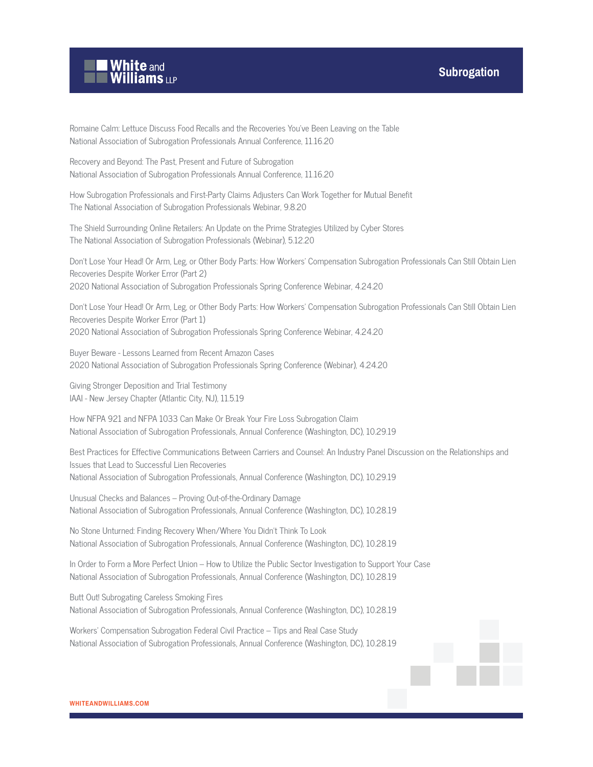Romaine Calm: Lettuce Discuss Food Recalls and the Recoveries You've Been Leaving on the Table
National Association of Subrogation Professionals Annual Conference, 11.16.20

Recovery and Beyond: The Past, Present and Future of Subrogation
National Association of Subrogation Professionals Annual Conference, 11.16.20

How Subrogation Professionals and First-Party Claims Adjusters Can Work Together for Mutual Benefit
The National Association of Subrogation Professionals Webinar, 9.8.20

The Shield Surrounding Online Retailers: An Update on the Prime Strategies Utilized by Cyber Stores
The National Association of Subrogation Professionals (Webinar), 5.12.20

Don't Lose Your Head! Or Arm, Leg, or Other Body Parts: How Workers' Compensation Subrogation Professionals Can Still Obtain Lien Recoveries Despite Worker Error (Part 2)
2020 National Association of Subrogation Professionals Spring Conference Webinar, 4.24.20

Don't Lose Your Head! Or Arm, Leg, or Other Body Parts: How Workers' Compensation Subrogation Professionals Can Still Obtain Lien Recoveries Despite Worker Error (Part 1)
2020 National Association of Subrogation Professionals Spring Conference Webinar, 4.24.20

Buyer Beware - Lessons Learned from Recent Amazon Cases
2020 National Association of Subrogation Professionals Spring Conference (Webinar), 4.24.20

Giving Stronger Deposition and Trial Testimony
IAAI - New Jersey Chapter (Atlantic City, NJ), 11.5.19

How NFPA 921 and NFPA 1033 Can Make Or Break Your Fire Loss Subrogation Claim
National Association of Subrogation Professionals, Annual Conference (Washington, DC), 10.29.19

Best Practices for Effective Communications Between Carriers and Counsel: An Industry Panel Discussion on the Relationships and Issues that Lead to Successful Lien Recoveries
National Association of Subrogation Professionals, Annual Conference (Washington, DC), 10.29.19

Unusual Checks and Balances – Proving Out-of-the-Ordinary Damage
National Association of Subrogation Professionals, Annual Conference (Washington, DC), 10.28.19

No Stone Unturned: Finding Recovery When/Where You Didn't Think To Look
National Association of Subrogation Professionals, Annual Conference (Washington, DC), 10.28.19

In Order to Form a More Perfect Union – How to Utilize the Public Sector Investigation to Support Your Case
National Association of Subrogation Professionals, Annual Conference (Washington, DC), 10.28.19

Butt Out! Subrogating Careless Smoking Fires
National Association of Subrogation Professionals, Annual Conference (Washington, DC), 10.28.19

Workers' Compensation Subrogation Federal Civil Practice – Tips and Real Case Study
National Association of Subrogation Professionals, Annual Conference (Washington, DC), 10.28.19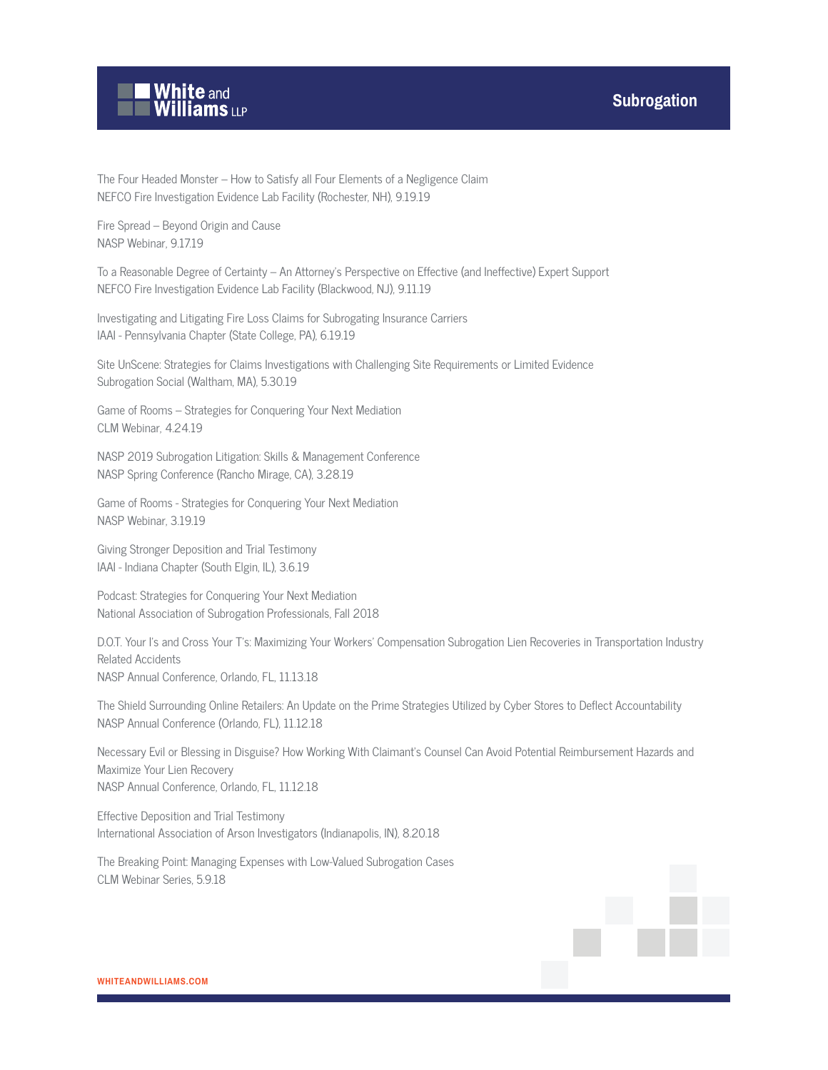The Four Headed Monster – How to Satisfy all Four Elements of a Negligence Claim
NEFCO Fire Investigation Evidence Lab Facility (Rochester, NH), 9.19.19

Fire Spread – Beyond Origin and Cause
NASP Webinar, 9.17.19

To a Reasonable Degree of Certainty – An Attorney's Perspective on Effective (and Ineffective) Expert Support
NEFCO Fire Investigation Evidence Lab Facility (Blackwood, NJ), 9.11.19

Investigating and Litigating Fire Loss Claims for Subrogating Insurance Carriers
IAAI - Pennsylvania Chapter (State College, PA), 6.19.19

Site UnScene: Strategies for Claims Investigations with Challenging Site Requirements or Limited Evidence
Subrogation Social (Waltham, MA), 5.30.19

Game of Rooms – Strategies for Conquering Your Next Mediation
CLM Webinar, 4.24.19

NASP 2019 Subrogation Litigation: Skills & Management Conference
NASP Spring Conference (Rancho Mirage, CA), 3.28.19

Game of Rooms - Strategies for Conquering Your Next Mediation
NASP Webinar, 3.19.19

Giving Stronger Deposition and Trial Testimony
IAAI - Indiana Chapter (South Elgin, IL), 3.6.19

Podcast: Strategies for Conquering Your Next Mediation
National Association of Subrogation Professionals, Fall 2018

D.O.T. Your I's and Cross Your T's: Maximizing Your Workers' Compensation Subrogation Lien Recoveries in Transportation Industry Related Accidents
NASP Annual Conference, Orlando, FL, 11.13.18

The Shield Surrounding Online Retailers: An Update on the Prime Strategies Utilized by Cyber Stores to Deflect Accountability
NASP Annual Conference (Orlando, FL), 11.12.18

Necessary Evil or Blessing in Disguise? How Working With Claimant's Counsel Can Avoid Potential Reimbursement Hazards and Maximize Your Lien Recovery
NASP Annual Conference, Orlando, FL, 11.12.18

Effective Deposition and Trial Testimony
International Association of Arson Investigators (Indianapolis, IN), 8.20.18

The Breaking Point: Managing Expenses with Low-Valued Subrogation Cases
CLM Webinar Series, 5.9.18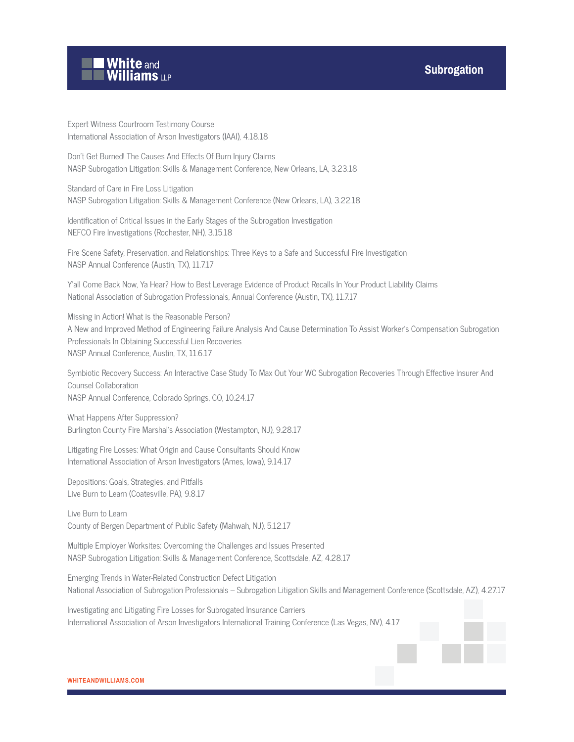Expert Witness Courtroom Testimony Course
International Association of Arson Investigators (IAAI), 4.18.18

Don't Get Burned! The Causes And Effects Of Burn Injury Claims
NASP Subrogation Litigation: Skills & Management Conference, New Orleans, LA, 3.23.18

Standard of Care in Fire Loss Litigation
NASP Subrogation Litigation: Skills & Management Conference (New Orleans, LA), 3.22.18

Identification of Critical Issues in the Early Stages of the Subrogation Investigation
NEFCO Fire Investigations (Rochester, NH), 3.15.18

Fire Scene Safety, Preservation, and Relationships: Three Keys to a Safe and Successful Fire Investigation
NASP Annual Conference (Austin, TX), 11.7.17

Y'all Come Back Now, Ya Hear? How to Best Leverage Evidence of Product Recalls In Your Product Liability Claims
National Association of Subrogation Professionals, Annual Conference (Austin, TX), 11.7.17

Missing in Action! What is the Reasonable Person?
A New and Improved Method of Engineering Failure Analysis And Cause Determination To Assist Worker's Compensation Subrogation Professionals In Obtaining Successful Lien Recoveries
NASP Annual Conference, Austin, TX, 11.6.17

Symbiotic Recovery Success: An Interactive Case Study To Max Out Your WC Subrogation Recoveries Through Effective Insurer And Counsel Collaboration
NASP Annual Conference, Colorado Springs, CO, 10.24.17

What Happens After Suppression?
Burlington County Fire Marshal's Association (Westampton, NJ), 9.28.17

Litigating Fire Losses: What Origin and Cause Consultants Should Know
International Association of Arson Investigators (Ames, Iowa), 9.14.17

Depositions: Goals, Strategies, and Pitfalls
Live Burn to Learn (Coatesville, PA), 9.8.17

Live Burn to Learn
County of Bergen Department of Public Safety (Mahwah, NJ), 5.12.17

Multiple Employer Worksites: Overcoming the Challenges and Issues Presented
NASP Subrogation Litigation: Skills & Management Conference, Scottsdale, AZ, 4.28.17

Emerging Trends in Water-Related Construction Defect Litigation
National Association of Subrogation Professionals – Subrogation Litigation Skills and Management Conference (Scottsdale, AZ), 4.27.17

Investigating and Litigating Fire Losses for Subrogated Insurance Carriers
International Association of Arson Investigators International Training Conference (Las Vegas, NV), 4.17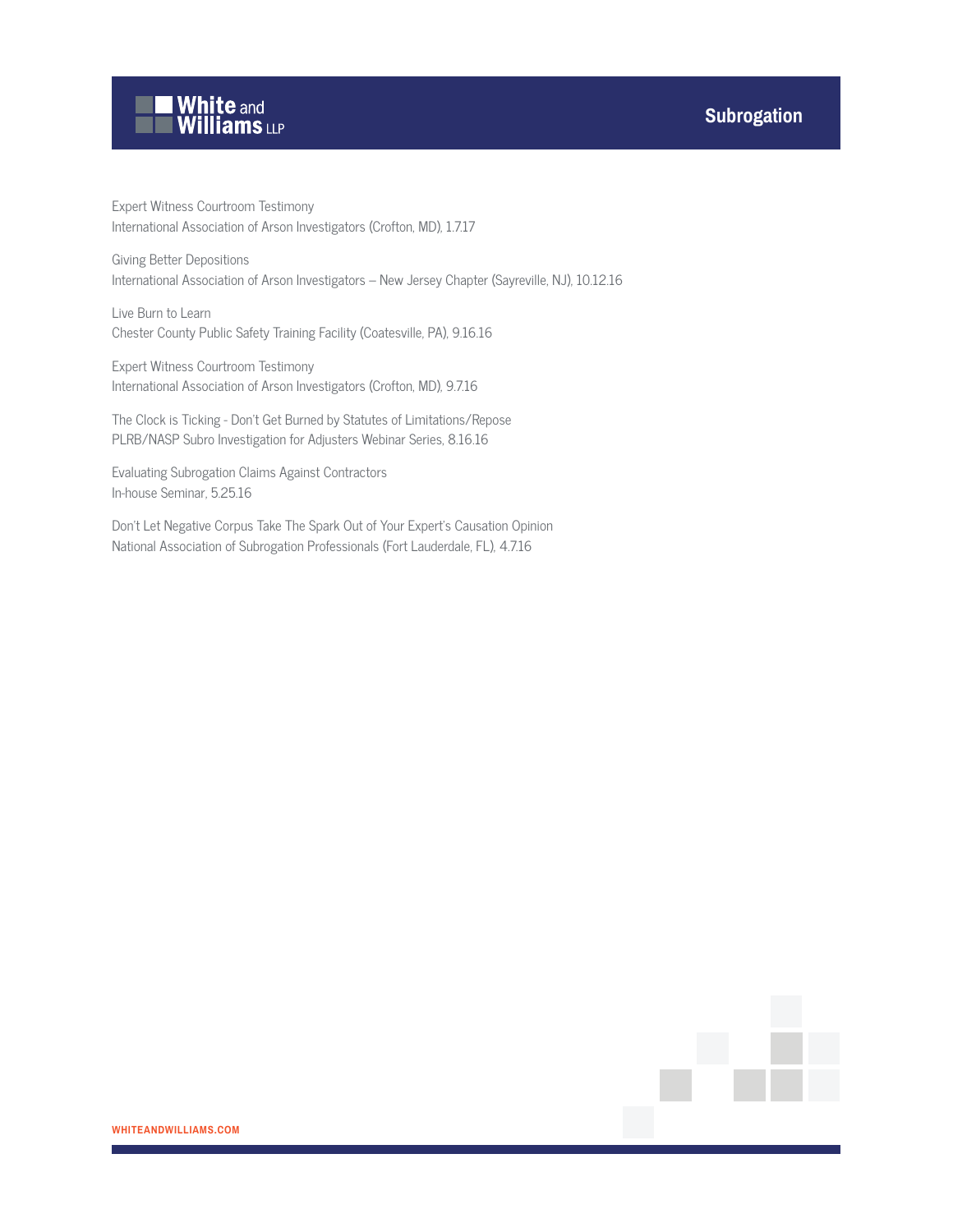Expert Witness Courtroom Testimony
International Association of Arson Investigators (Crofton, MD), 1.7.17

Giving Better Depositions
International Association of Arson Investigators – New Jersey Chapter (Sayreville, NJ), 10.12.16

Live Burn to Learn
Chester County Public Safety Training Facility (Coatesville, PA), 9.16.16

Expert Witness Courtroom Testimony
International Association of Arson Investigators (Crofton, MD), 9.7.16

The Clock is Ticking - Don't Get Burned by Statutes of Limitations/Repose
PLRB/NASP Subro Investigation for Adjusters Webinar Series, 8.16.16

Evaluating Subrogation Claims Against Contractors
In-house Seminar, 5.25.16

Don't Let Negative Corpus Take The Spark Out of Your Expert's Causation Opinion
National Association of Subrogation Professionals (Fort Lauderdale, FL), 4.7.16